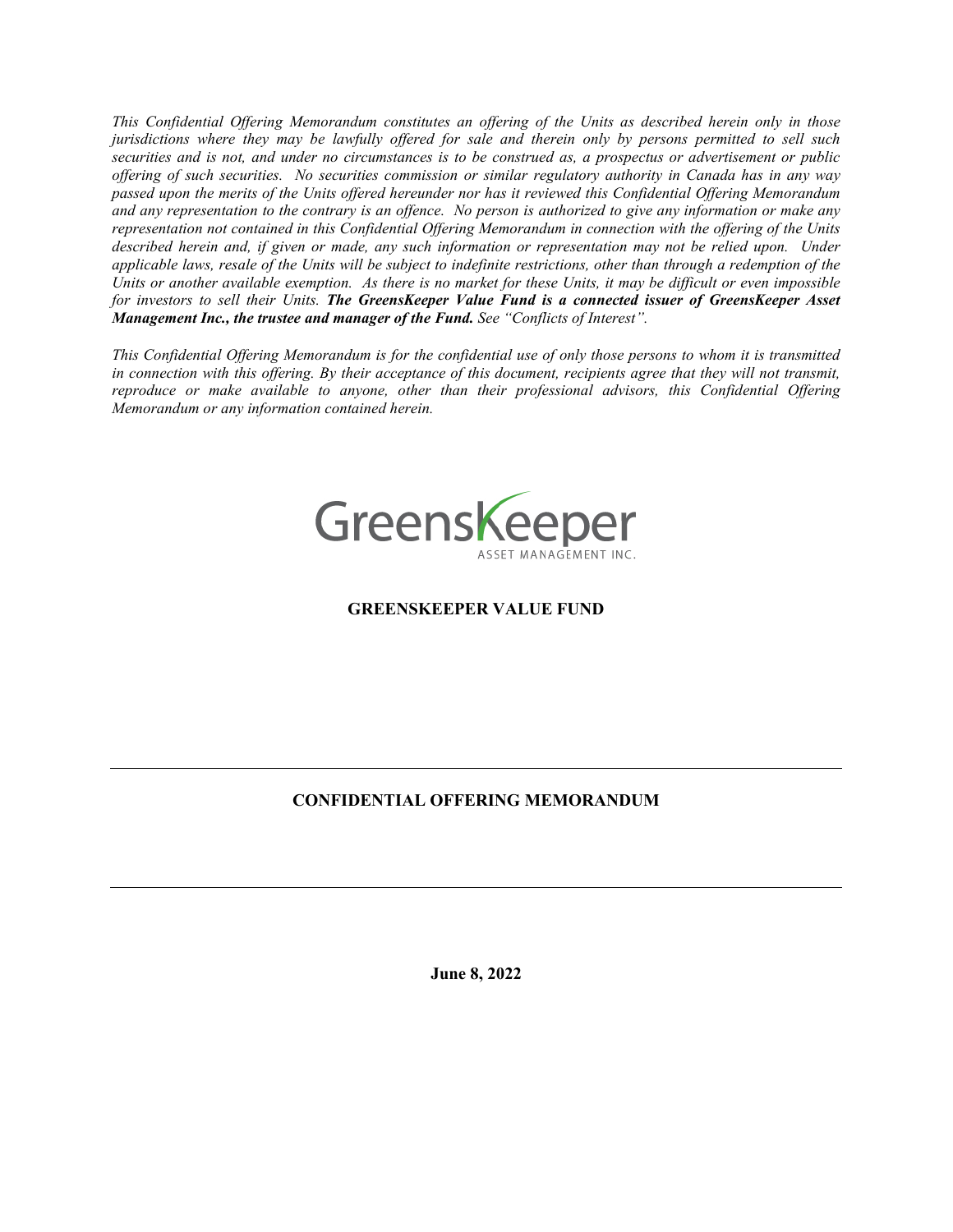*This Confidential Offering Memorandum constitutes an offering of the Units as described herein only in those jurisdictions where they may be lawfully offered for sale and therein only by persons permitted to sell such securities and is not, and under no circumstances is to be construed as, a prospectus or advertisement or public offering of such securities. No securities commission or similar regulatory authority in Canada has in any way passed upon the merits of the Units offered hereunder nor has it reviewed this Confidential Offering Memorandum and any representation to the contrary is an offence. No person is authorized to give any information or make any representation not contained in this Confidential Offering Memorandum in connection with the offering of the Units described herein and, if given or made, any such information or representation may not be relied upon. Under applicable laws, resale of the Units will be subject to indefinite restrictions, other than through a redemption of the Units or another available exemption. As there is no market for these Units, it may be difficult or even impossible for investors to sell their Units.* ***The GreensKeeper Value Fund is a connected issuer of GreensKeeper Asset Management Inc., the trustee and manager of the Fund.*** *See "Conflicts of Interest".*

*This Confidential Offering Memorandum is for the confidential use of only those persons to whom it is transmitted in connection with this offering. By their acceptance of this document, recipients agree that they will not transmit, reproduce or make available to anyone, other than their professional advisors, this Confidential Offering Memorandum or any information contained herein.*

GreensKeeper
ASSET MANAGEMENT INC.

**GREENSKEEPER VALUE FUND**

---

**CONFIDENTIAL OFFERING MEMORANDUM**

---

**June 8, 2022**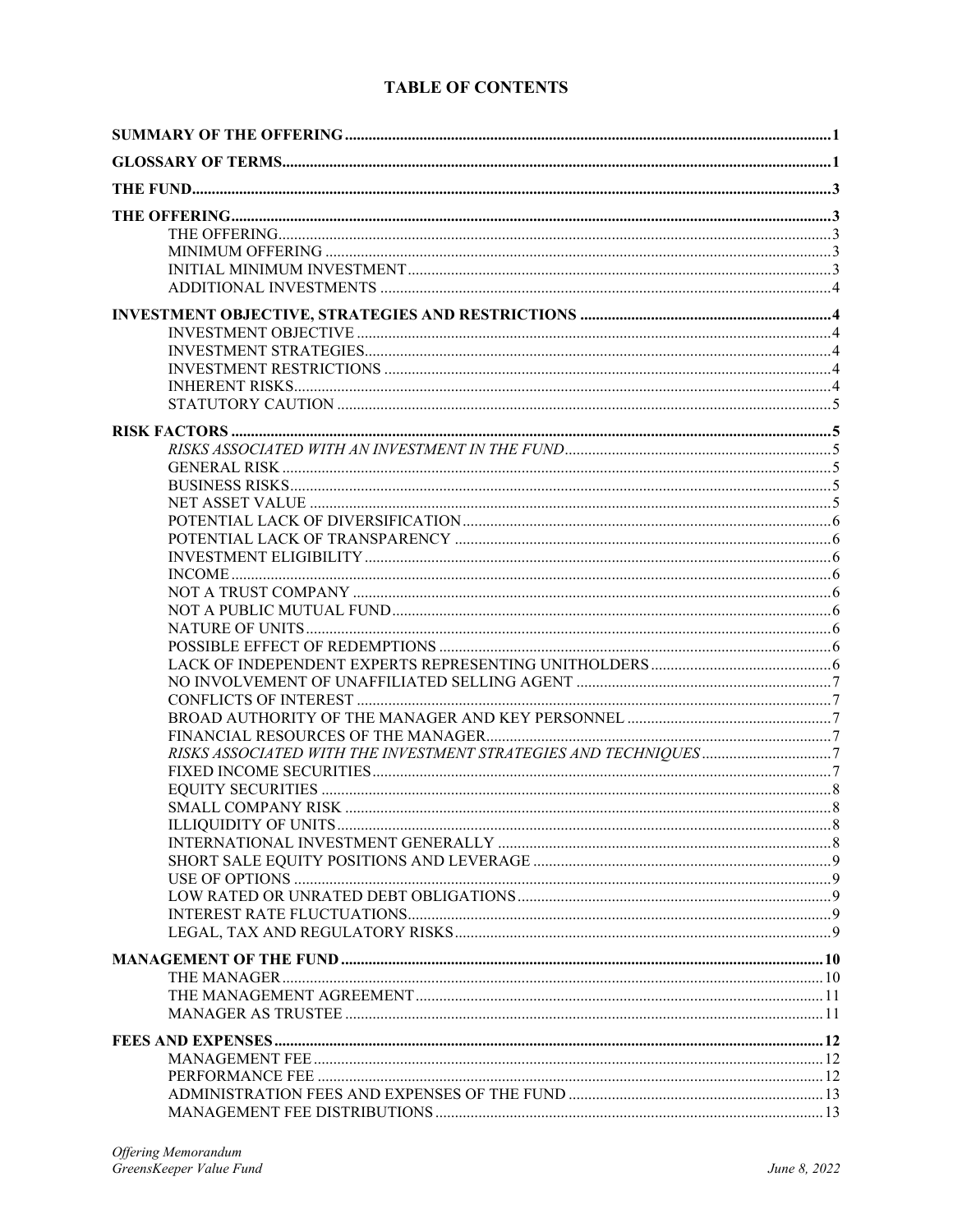# TABLE OF CONTENTS

| | |
|---|---|
| **SUMMARY OF THE OFFERING** | **1** |
| **GLOSSARY OF TERMS** | **1** |
| **THE FUND** | **3** |
| **THE OFFERING** | **3** |
| THE OFFERING | 3 |
| MINIMUM OFFERING | 3 |
| INITIAL MINIMUM INVESTMENT | 3 |
| ADDITIONAL INVESTMENTS | 4 |
| **INVESTMENT OBJECTIVE, STRATEGIES AND RESTRICTIONS** | **4** |
| INVESTMENT OBJECTIVE | 4 |
| INVESTMENT STRATEGIES | 4 |
| INVESTMENT RESTRICTIONS | 4 |
| INHERENT RISKS | 4 |
| STATUTORY CAUTION | 5 |
| **RISK FACTORS** | **5** |
| *RISKS ASSOCIATED WITH AN INVESTMENT IN THE FUND* | 5 |
| GENERAL RISK | 5 |
| BUSINESS RISKS | 5 |
| NET ASSET VALUE | 5 |
| POTENTIAL LACK OF DIVERSIFICATION | 6 |
| POTENTIAL LACK OF TRANSPARENCY | 6 |
| INVESTMENT ELIGIBILITY | 6 |
| INCOME | 6 |
| NOT A TRUST COMPANY | 6 |
| NOT A PUBLIC MUTUAL FUND | 6 |
| NATURE OF UNITS | 6 |
| POSSIBLE EFFECT OF REDEMPTIONS | 6 |
| LACK OF INDEPENDENT EXPERTS REPRESENTING UNITHOLDERS | 6 |
| NO INVOLVEMENT OF UNAFFILIATED SELLING AGENT | 7 |
| CONFLICTS OF INTEREST | 7 |
| BROAD AUTHORITY OF THE MANAGER AND KEY PERSONNEL | 7 |
| FINANCIAL RESOURCES OF THE MANAGER | 7 |
| *RISKS ASSOCIATED WITH THE INVESTMENT STRATEGIES AND TECHNIQUES* | 7 |
| FIXED INCOME SECURITIES | 7 |
| EQUITY SECURITIES | 8 |
| SMALL COMPANY RISK | 8 |
| ILLIQUIDITY OF UNITS | 8 |
| INTERNATIONAL INVESTMENT GENERALLY | 8 |
| SHORT SALE EQUITY POSITIONS AND LEVERAGE | 9 |
| USE OF OPTIONS | 9 |
| LOW RATED OR UNRATED DEBT OBLIGATIONS | 9 |
| INTEREST RATE FLUCTUATIONS | 9 |
| LEGAL, TAX AND REGULATORY RISKS | 9 |
| **MANAGEMENT OF THE FUND** | **10** |
| THE MANAGER | 10 |
| THE MANAGEMENT AGREEMENT | 11 |
| MANAGER AS TRUSTEE | 11 |
| **FEES AND EXPENSES** | **12** |
| MANAGEMENT FEE | 12 |
| PERFORMANCE FEE | 12 |
| ADMINISTRATION FEES AND EXPENSES OF THE FUND | 13 |
| MANAGEMENT FEE DISTRIBUTIONS | 13 |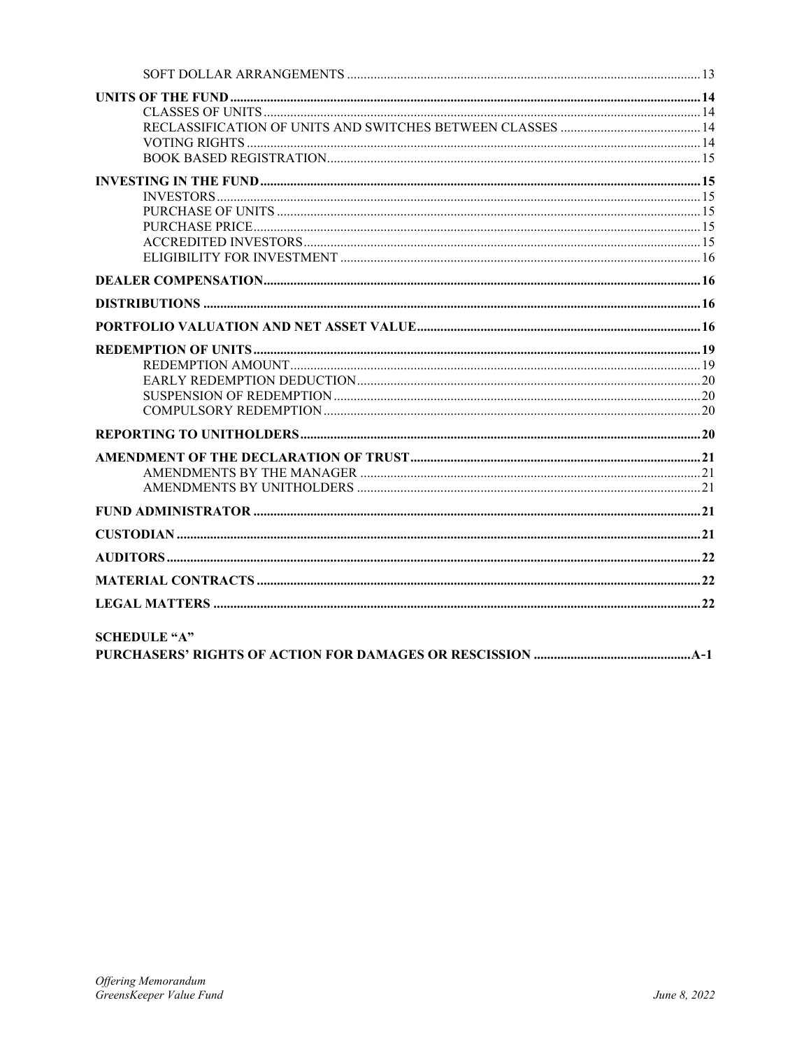| | |
|---|---|
| SOFT DOLLAR ARRANGEMENTS | 13 |
| **UNITS OF THE FUND** | **14** |
| CLASSES OF UNITS | 14 |
| RECLASSIFICATION OF UNITS AND SWITCHES BETWEEN CLASSES | 14 |
| VOTING RIGHTS | 14 |
| BOOK BASED REGISTRATION | 15 |
| **INVESTING IN THE FUND** | **15** |
| INVESTORS | 15 |
| PURCHASE OF UNITS | 15 |
| PURCHASE PRICE | 15 |
| ACCREDITED INVESTORS | 15 |
| ELIGIBILITY FOR INVESTMENT | 16 |
| **DEALER COMPENSATION** | **16** |
| **DISTRIBUTIONS** | **16** |
| **PORTFOLIO VALUATION AND NET ASSET VALUE** | **16** |
| **REDEMPTION OF UNITS** | **19** |
| REDEMPTION AMOUNT | 19 |
| EARLY REDEMPTION DEDUCTION | 20 |
| SUSPENSION OF REDEMPTION | 20 |
| COMPULSORY REDEMPTION | 20 |
| **REPORTING TO UNITHOLDERS** | **20** |
| **AMENDMENT OF THE DECLARATION OF TRUST** | **21** |
| AMENDMENTS BY THE MANAGER | 21 |
| AMENDMENTS BY UNITHOLDERS | 21 |
| **FUND ADMINISTRATOR** | **21** |
| **CUSTODIAN** | **21** |
| **AUDITORS** | **22** |
| **MATERIAL CONTRACTS** | **22** |
| **LEGAL MATTERS** | **22** |
| **SCHEDULE "A"** | |
| **PURCHASERS' RIGHTS OF ACTION FOR DAMAGES OR RESCISSION** | **A-1** |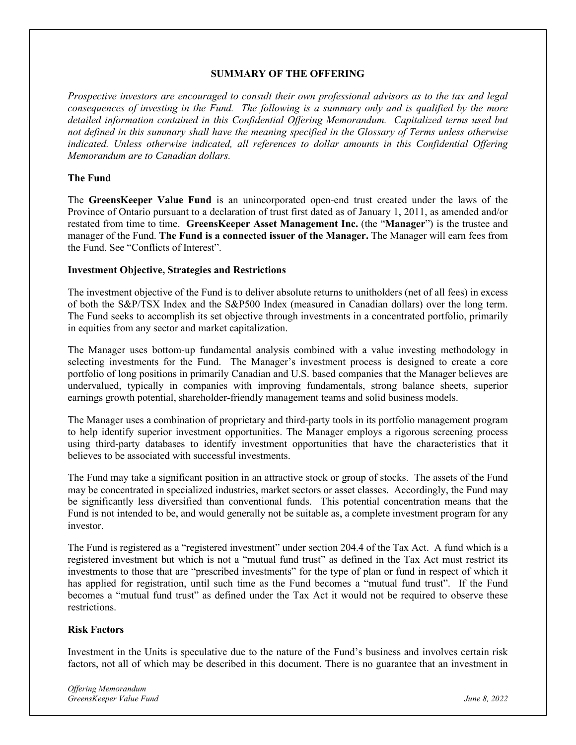## SUMMARY OF THE OFFERING

*Prospective investors are encouraged to consult their own professional advisors as to the tax and legal consequences of investing in the Fund. The following is a summary only and is qualified by the more detailed information contained in this Confidential Offering Memorandum. Capitalized terms used but not defined in this summary shall have the meaning specified in the Glossary of Terms unless otherwise indicated. Unless otherwise indicated, all references to dollar amounts in this Confidential Offering Memorandum are to Canadian dollars.*

### The Fund

The **GreensKeeper Value Fund** is an unincorporated open-end trust created under the laws of the Province of Ontario pursuant to a declaration of trust first dated as of January 1, 2011, as amended and/or restated from time to time. **GreensKeeper Asset Management Inc.** (the "**Manager**") is the trustee and manager of the Fund. **The Fund is a connected issuer of the Manager.** The Manager will earn fees from the Fund. See "Conflicts of Interest".

### Investment Objective, Strategies and Restrictions

The investment objective of the Fund is to deliver absolute returns to unitholders (net of all fees) in excess of both the S&P/TSX Index and the S&P500 Index (measured in Canadian dollars) over the long term. The Fund seeks to accomplish its set objective through investments in a concentrated portfolio, primarily in equities from any sector and market capitalization.

The Manager uses bottom-up fundamental analysis combined with a value investing methodology in selecting investments for the Fund. The Manager's investment process is designed to create a core portfolio of long positions in primarily Canadian and U.S. based companies that the Manager believes are undervalued, typically in companies with improving fundamentals, strong balance sheets, superior earnings growth potential, shareholder-friendly management teams and solid business models.

The Manager uses a combination of proprietary and third-party tools in its portfolio management program to help identify superior investment opportunities. The Manager employs a rigorous screening process using third-party databases to identify investment opportunities that have the characteristics that it believes to be associated with successful investments.

The Fund may take a significant position in an attractive stock or group of stocks. The assets of the Fund may be concentrated in specialized industries, market sectors or asset classes. Accordingly, the Fund may be significantly less diversified than conventional funds. This potential concentration means that the Fund is not intended to be, and would generally not be suitable as, a complete investment program for any investor.

The Fund is registered as a "registered investment" under section 204.4 of the Tax Act. A fund which is a registered investment but which is not a "mutual fund trust" as defined in the Tax Act must restrict its investments to those that are "prescribed investments" for the type of plan or fund in respect of which it has applied for registration, until such time as the Fund becomes a "mutual fund trust". If the Fund becomes a "mutual fund trust" as defined under the Tax Act it would not be required to observe these restrictions.

### Risk Factors

Investment in the Units is speculative due to the nature of the Fund's business and involves certain risk factors, not all of which may be described in this document. There is no guarantee that an investment in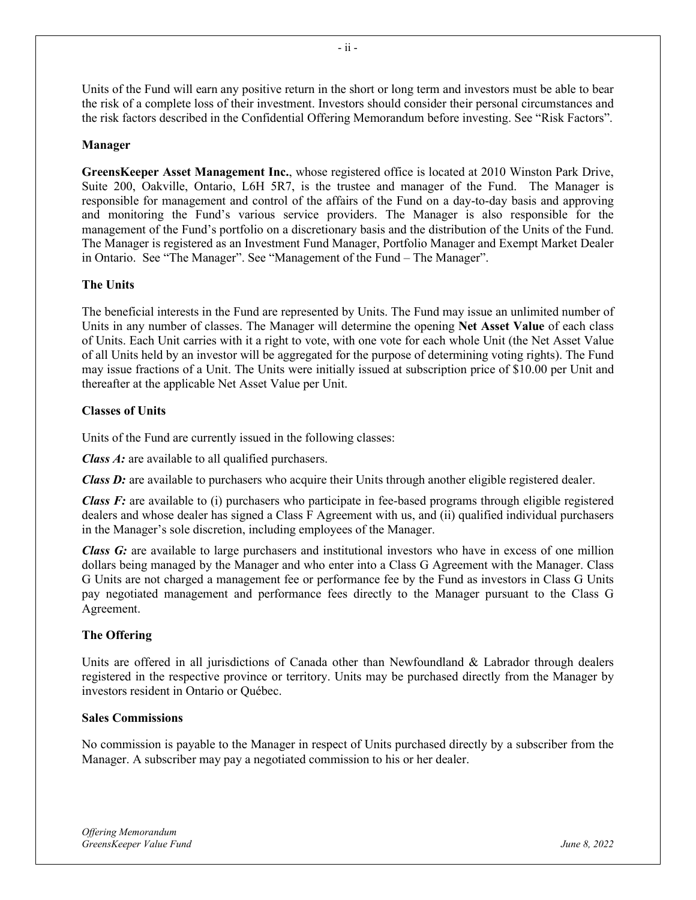Units of the Fund will earn any positive return in the short or long term and investors must be able to bear the risk of a complete loss of their investment. Investors should consider their personal circumstances and the risk factors described in the Confidential Offering Memorandum before investing. See "Risk Factors".

**Manager**

**GreensKeeper Asset Management Inc.**, whose registered office is located at 2010 Winston Park Drive, Suite 200, Oakville, Ontario, L6H 5R7, is the trustee and manager of the Fund. The Manager is responsible for management and control of the affairs of the Fund on a day-to-day basis and approving and monitoring the Fund's various service providers. The Manager is also responsible for the management of the Fund's portfolio on a discretionary basis and the distribution of the Units of the Fund. The Manager is registered as an Investment Fund Manager, Portfolio Manager and Exempt Market Dealer in Ontario. See "The Manager". See "Management of the Fund – The Manager".

**The Units**

The beneficial interests in the Fund are represented by Units. The Fund may issue an unlimited number of Units in any number of classes. The Manager will determine the opening **Net Asset Value** of each class of Units. Each Unit carries with it a right to vote, with one vote for each whole Unit (the Net Asset Value of all Units held by an investor will be aggregated for the purpose of determining voting rights). The Fund may issue fractions of a Unit. The Units were initially issued at subscription price of $10.00 per Unit and thereafter at the applicable Net Asset Value per Unit.

**Classes of Units**

Units of the Fund are currently issued in the following classes:

***Class A:*** are available to all qualified purchasers.

***Class D:*** are available to purchasers who acquire their Units through another eligible registered dealer.

***Class F:*** are available to (i) purchasers who participate in fee-based programs through eligible registered dealers and whose dealer has signed a Class F Agreement with us, and (ii) qualified individual purchasers in the Manager's sole discretion, including employees of the Manager.

***Class G:*** are available to large purchasers and institutional investors who have in excess of one million dollars being managed by the Manager and who enter into a Class G Agreement with the Manager. Class G Units are not charged a management fee or performance fee by the Fund as investors in Class G Units pay negotiated management and performance fees directly to the Manager pursuant to the Class G Agreement.

**The Offering**

Units are offered in all jurisdictions of Canada other than Newfoundland & Labrador through dealers registered in the respective province or territory. Units may be purchased directly from the Manager by investors resident in Ontario or Québec.

**Sales Commissions**

No commission is payable to the Manager in respect of Units purchased directly by a subscriber from the Manager. A subscriber may pay a negotiated commission to his or her dealer.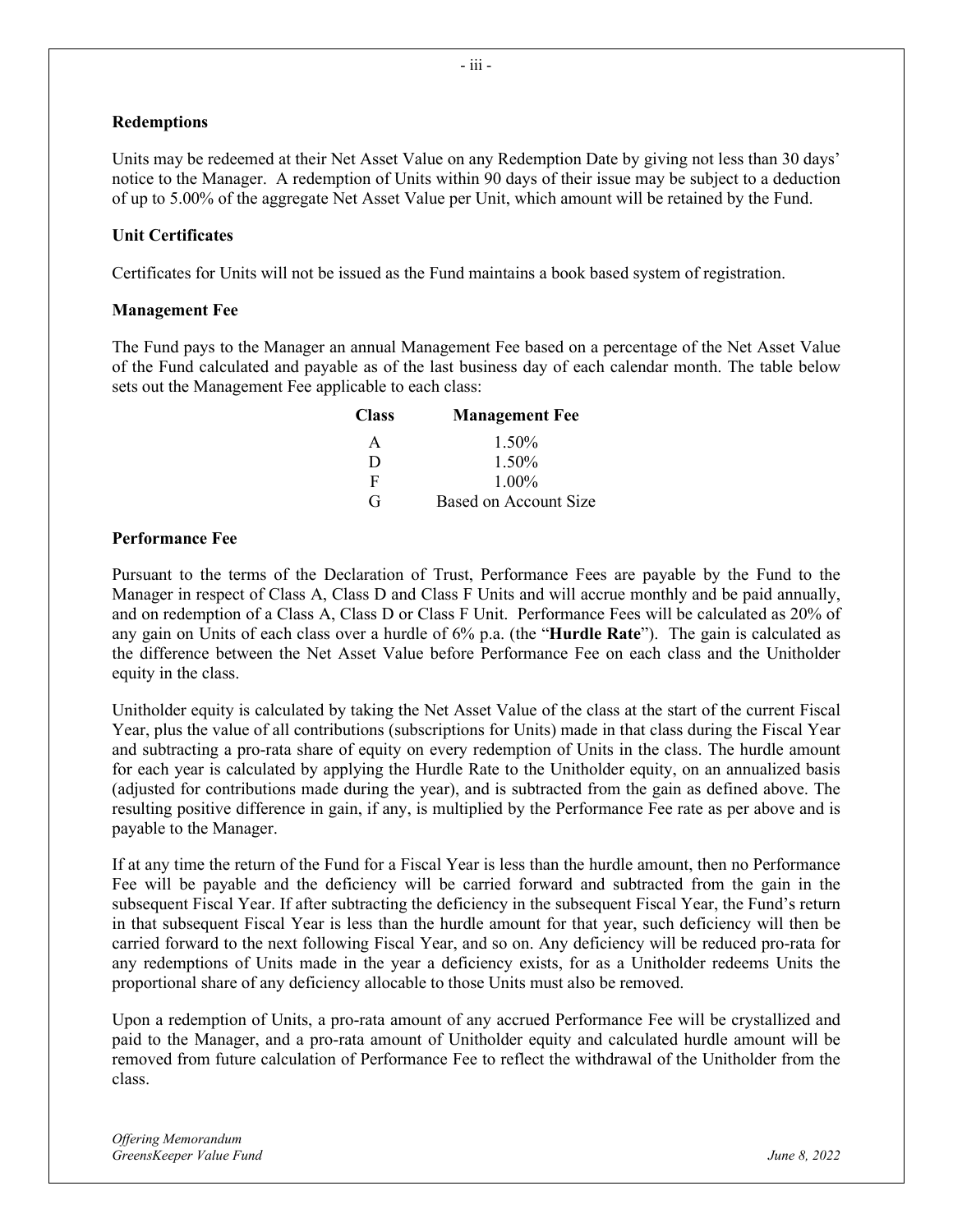### Redemptions

Units may be redeemed at their Net Asset Value on any Redemption Date by giving not less than 30 days' notice to the Manager. A redemption of Units within 90 days of their issue may be subject to a deduction of up to 5.00% of the aggregate Net Asset Value per Unit, which amount will be retained by the Fund.

### Unit Certificates

Certificates for Units will not be issued as the Fund maintains a book based system of registration.

### Management Fee

The Fund pays to the Manager an annual Management Fee based on a percentage of the Net Asset Value of the Fund calculated and payable as of the last business day of each calendar month. The table below sets out the Management Fee applicable to each class:

| Class | Management Fee |
|---|---|
| A | 1.50% |
| D | 1.50% |
| F | 1.00% |
| G | Based on Account Size |

### Performance Fee

Pursuant to the terms of the Declaration of Trust, Performance Fees are payable by the Fund to the Manager in respect of Class A, Class D and Class F Units and will accrue monthly and be paid annually, and on redemption of a Class A, Class D or Class F Unit. Performance Fees will be calculated as 20% of any gain on Units of each class over a hurdle of 6% p.a. (the "**Hurdle Rate**"). The gain is calculated as the difference between the Net Asset Value before Performance Fee on each class and the Unitholder equity in the class.

Unitholder equity is calculated by taking the Net Asset Value of the class at the start of the current Fiscal Year, plus the value of all contributions (subscriptions for Units) made in that class during the Fiscal Year and subtracting a pro-rata share of equity on every redemption of Units in the class. The hurdle amount for each year is calculated by applying the Hurdle Rate to the Unitholder equity, on an annualized basis (adjusted for contributions made during the year), and is subtracted from the gain as defined above. The resulting positive difference in gain, if any, is multiplied by the Performance Fee rate as per above and is payable to the Manager.

If at any time the return of the Fund for a Fiscal Year is less than the hurdle amount, then no Performance Fee will be payable and the deficiency will be carried forward and subtracted from the gain in the subsequent Fiscal Year. If after subtracting the deficiency in the subsequent Fiscal Year, the Fund's return in that subsequent Fiscal Year is less than the hurdle amount for that year, such deficiency will then be carried forward to the next following Fiscal Year, and so on. Any deficiency will be reduced pro-rata for any redemptions of Units made in the year a deficiency exists, for as a Unitholder redeems Units the proportional share of any deficiency allocable to those Units must also be removed.

Upon a redemption of Units, a pro-rata amount of any accrued Performance Fee will be crystallized and paid to the Manager, and a pro-rata amount of Unitholder equity and calculated hurdle amount will be removed from future calculation of Performance Fee to reflect the withdrawal of the Unitholder from the class.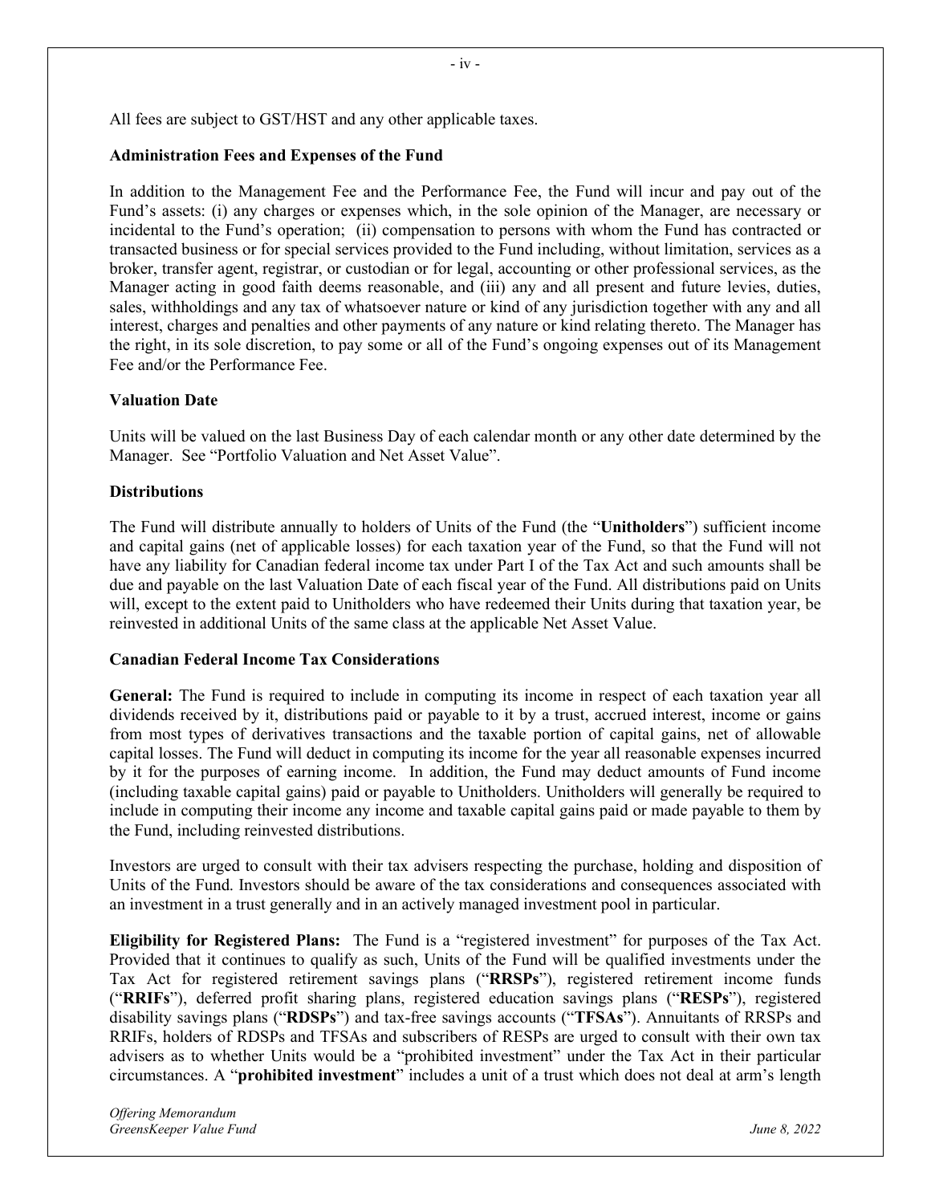All fees are subject to GST/HST and any other applicable taxes.

**Administration Fees and Expenses of the Fund**

In addition to the Management Fee and the Performance Fee, the Fund will incur and pay out of the Fund's assets: (i) any charges or expenses which, in the sole opinion of the Manager, are necessary or incidental to the Fund's operation; (ii) compensation to persons with whom the Fund has contracted or transacted business or for special services provided to the Fund including, without limitation, services as a broker, transfer agent, registrar, or custodian or for legal, accounting or other professional services, as the Manager acting in good faith deems reasonable, and (iii) any and all present and future levies, duties, sales, withholdings and any tax of whatsoever nature or kind of any jurisdiction together with any and all interest, charges and penalties and other payments of any nature or kind relating thereto. The Manager has the right, in its sole discretion, to pay some or all of the Fund's ongoing expenses out of its Management Fee and/or the Performance Fee.

**Valuation Date**

Units will be valued on the last Business Day of each calendar month or any other date determined by the Manager. See "Portfolio Valuation and Net Asset Value".

**Distributions**

The Fund will distribute annually to holders of Units of the Fund (the "**Unitholders**") sufficient income and capital gains (net of applicable losses) for each taxation year of the Fund, so that the Fund will not have any liability for Canadian federal income tax under Part I of the Tax Act and such amounts shall be due and payable on the last Valuation Date of each fiscal year of the Fund. All distributions paid on Units will, except to the extent paid to Unitholders who have redeemed their Units during that taxation year, be reinvested in additional Units of the same class at the applicable Net Asset Value.

**Canadian Federal Income Tax Considerations**

**General:** The Fund is required to include in computing its income in respect of each taxation year all dividends received by it, distributions paid or payable to it by a trust, accrued interest, income or gains from most types of derivatives transactions and the taxable portion of capital gains, net of allowable capital losses. The Fund will deduct in computing its income for the year all reasonable expenses incurred by it for the purposes of earning income. In addition, the Fund may deduct amounts of Fund income (including taxable capital gains) paid or payable to Unitholders. Unitholders will generally be required to include in computing their income any income and taxable capital gains paid or made payable to them by the Fund, including reinvested distributions.

Investors are urged to consult with their tax advisers respecting the purchase, holding and disposition of Units of the Fund. Investors should be aware of the tax considerations and consequences associated with an investment in a trust generally and in an actively managed investment pool in particular.

**Eligibility for Registered Plans:** The Fund is a "registered investment" for purposes of the Tax Act. Provided that it continues to qualify as such, Units of the Fund will be qualified investments under the Tax Act for registered retirement savings plans ("**RRSPs**"), registered retirement income funds ("**RRIFs**"), deferred profit sharing plans, registered education savings plans ("**RESPs**"), registered disability savings plans ("**RDSPs**") and tax-free savings accounts ("**TFSAs**"). Annuitants of RRSPs and RRIFs, holders of RDSPs and TFSAs and subscribers of RESPs are urged to consult with their own tax advisers as to whether Units would be a "prohibited investment" under the Tax Act in their particular circumstances. A "**prohibited investment**" includes a unit of a trust which does not deal at arm's length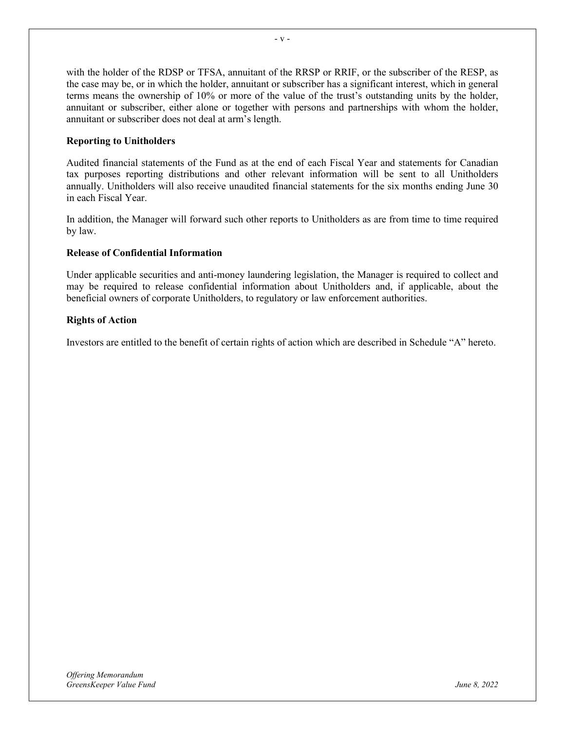with the holder of the RDSP or TFSA, annuitant of the RRSP or RRIF, or the subscriber of the RESP, as the case may be, or in which the holder, annuitant or subscriber has a significant interest, which in general terms means the ownership of 10% or more of the value of the trust's outstanding units by the holder, annuitant or subscriber, either alone or together with persons and partnerships with whom the holder, annuitant or subscriber does not deal at arm's length.

**Reporting to Unitholders**

Audited financial statements of the Fund as at the end of each Fiscal Year and statements for Canadian tax purposes reporting distributions and other relevant information will be sent to all Unitholders annually. Unitholders will also receive unaudited financial statements for the six months ending June 30 in each Fiscal Year.

In addition, the Manager will forward such other reports to Unitholders as are from time to time required by law.

**Release of Confidential Information**

Under applicable securities and anti-money laundering legislation, the Manager is required to collect and may be required to release confidential information about Unitholders and, if applicable, about the beneficial owners of corporate Unitholders, to regulatory or law enforcement authorities.

**Rights of Action**

Investors are entitled to the benefit of certain rights of action which are described in Schedule "A" hereto.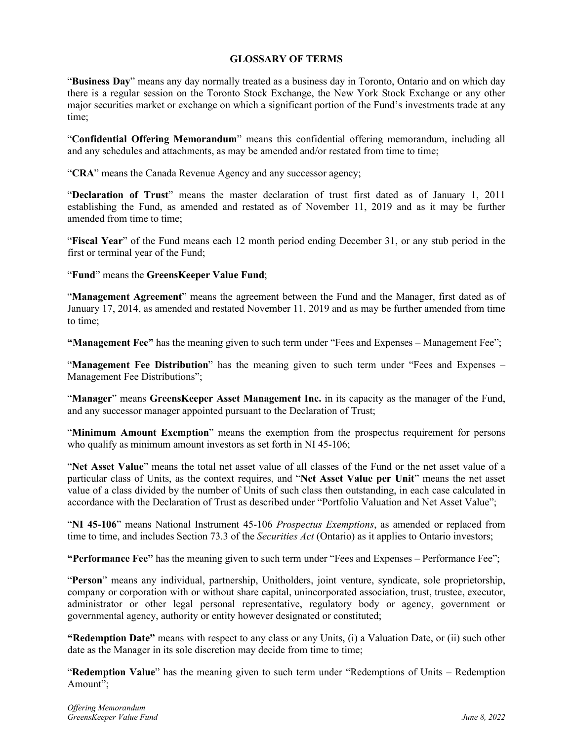## GLOSSARY OF TERMS

"**Business Day**" means any day normally treated as a business day in Toronto, Ontario and on which day there is a regular session on the Toronto Stock Exchange, the New York Stock Exchange or any other major securities market or exchange on which a significant portion of the Fund's investments trade at any time;

"**Confidential Offering Memorandum**" means this confidential offering memorandum, including all and any schedules and attachments, as may be amended and/or restated from time to time;

"**CRA**" means the Canada Revenue Agency and any successor agency;

"**Declaration of Trust**" means the master declaration of trust first dated as of January 1, 2011 establishing the Fund, as amended and restated as of November 11, 2019 and as it may be further amended from time to time;

"**Fiscal Year**" of the Fund means each 12 month period ending December 31, or any stub period in the first or terminal year of the Fund;

"**Fund**" means the **GreensKeeper Value Fund**;

"**Management Agreement**" means the agreement between the Fund and the Manager, first dated as of January 17, 2014, as amended and restated November 11, 2019 and as may be further amended from time to time;

**"Management Fee"** has the meaning given to such term under "Fees and Expenses – Management Fee";

"**Management Fee Distribution**" has the meaning given to such term under "Fees and Expenses – Management Fee Distributions";

"**Manager**" means **GreensKeeper Asset Management Inc.** in its capacity as the manager of the Fund, and any successor manager appointed pursuant to the Declaration of Trust;

"**Minimum Amount Exemption**" means the exemption from the prospectus requirement for persons who qualify as minimum amount investors as set forth in NI 45-106;

"**Net Asset Value**" means the total net asset value of all classes of the Fund or the net asset value of a particular class of Units, as the context requires, and "**Net Asset Value per Unit**" means the net asset value of a class divided by the number of Units of such class then outstanding, in each case calculated in accordance with the Declaration of Trust as described under "Portfolio Valuation and Net Asset Value";

"**NI 45-106**" means National Instrument 45-106 *Prospectus Exemptions*, as amended or replaced from time to time, and includes Section 73.3 of the *Securities Act* (Ontario) as it applies to Ontario investors;

**"Performance Fee"** has the meaning given to such term under "Fees and Expenses – Performance Fee";

"**Person**" means any individual, partnership, Unitholders, joint venture, syndicate, sole proprietorship, company or corporation with or without share capital, unincorporated association, trust, trustee, executor, administrator or other legal personal representative, regulatory body or agency, government or governmental agency, authority or entity however designated or constituted;

**"Redemption Date"** means with respect to any class or any Units, (i) a Valuation Date, or (ii) such other date as the Manager in its sole discretion may decide from time to time;

"**Redemption Value**" has the meaning given to such term under "Redemptions of Units – Redemption Amount";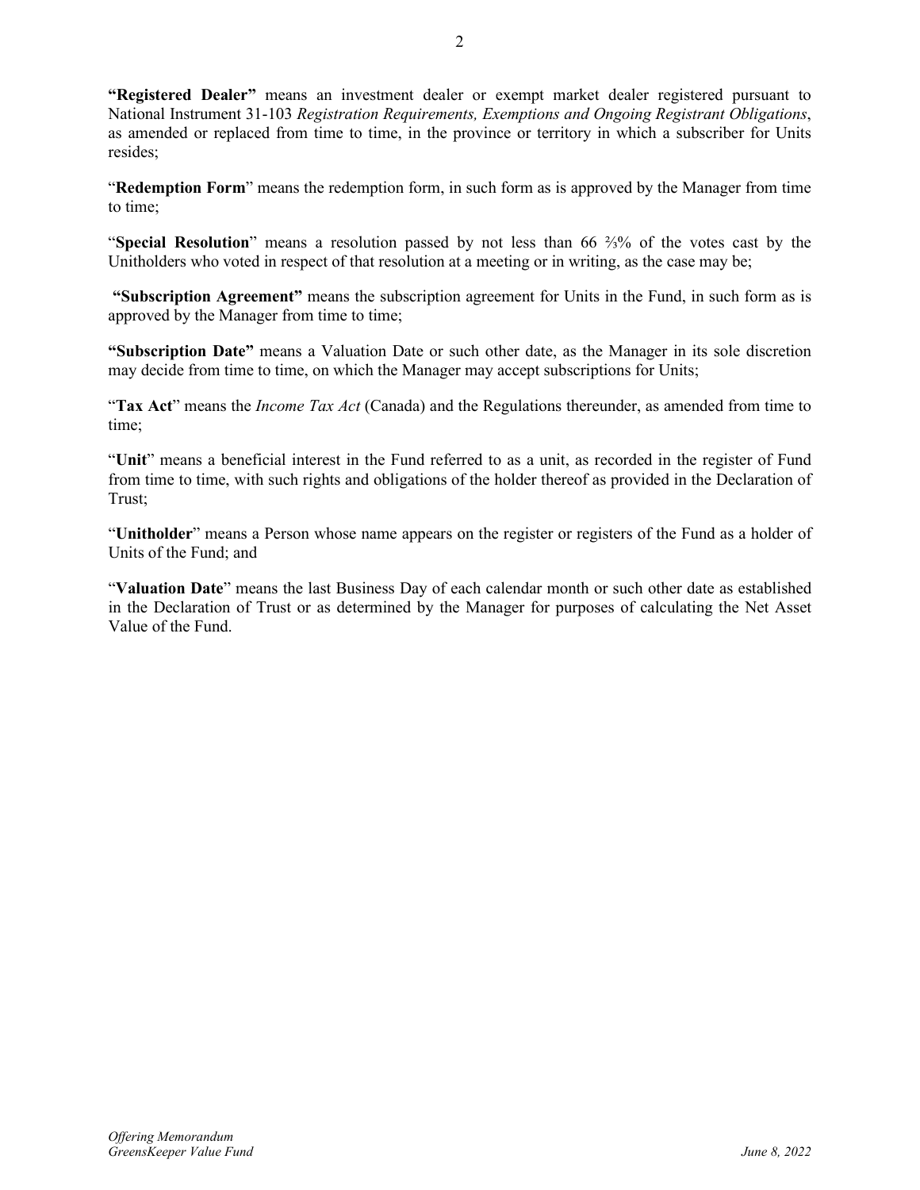**"Registered Dealer"** means an investment dealer or exempt market dealer registered pursuant to National Instrument 31-103 *Registration Requirements, Exemptions and Ongoing Registrant Obligations*, as amended or replaced from time to time, in the province or territory in which a subscriber for Units resides;

"**Redemption Form**" means the redemption form, in such form as is approved by the Manager from time to time;

"**Special Resolution**" means a resolution passed by not less than 66 ⅔% of the votes cast by the Unitholders who voted in respect of that resolution at a meeting or in writing, as the case may be;

**"Subscription Agreement"** means the subscription agreement for Units in the Fund, in such form as is approved by the Manager from time to time;

**"Subscription Date"** means a Valuation Date or such other date, as the Manager in its sole discretion may decide from time to time, on which the Manager may accept subscriptions for Units;

"**Tax Act**" means the *Income Tax Act* (Canada) and the Regulations thereunder, as amended from time to time;

"**Unit**" means a beneficial interest in the Fund referred to as a unit, as recorded in the register of Fund from time to time, with such rights and obligations of the holder thereof as provided in the Declaration of Trust;

"**Unitholder**" means a Person whose name appears on the register or registers of the Fund as a holder of Units of the Fund; and

"**Valuation Date**" means the last Business Day of each calendar month or such other date as established in the Declaration of Trust or as determined by the Manager for purposes of calculating the Net Asset Value of the Fund.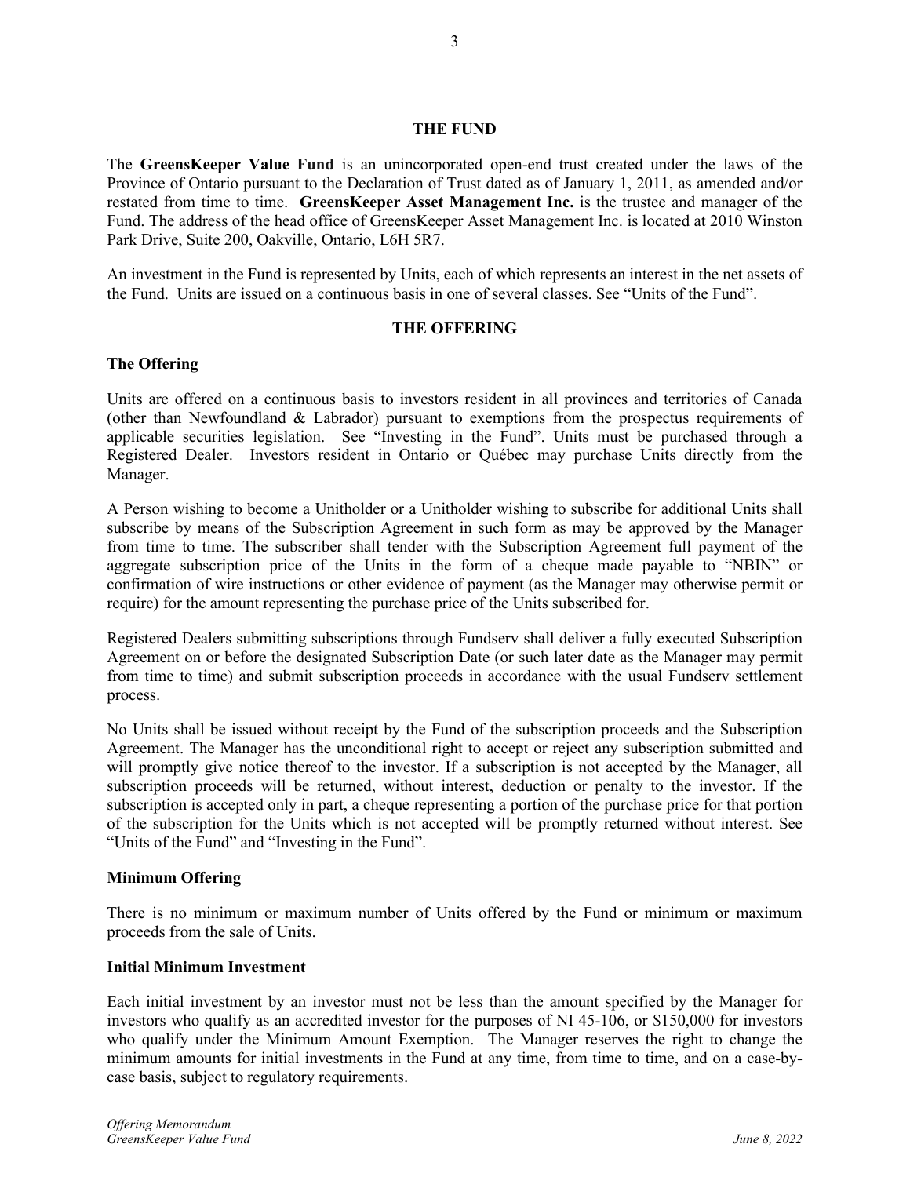## THE FUND

The **GreensKeeper Value Fund** is an unincorporated open-end trust created under the laws of the Province of Ontario pursuant to the Declaration of Trust dated as of January 1, 2011, as amended and/or restated from time to time. **GreensKeeper Asset Management Inc.** is the trustee and manager of the Fund. The address of the head office of GreensKeeper Asset Management Inc. is located at 2010 Winston Park Drive, Suite 200, Oakville, Ontario, L6H 5R7.

An investment in the Fund is represented by Units, each of which represents an interest in the net assets of the Fund. Units are issued on a continuous basis in one of several classes. See "Units of the Fund".

## THE OFFERING

### The Offering

Units are offered on a continuous basis to investors resident in all provinces and territories of Canada (other than Newfoundland & Labrador) pursuant to exemptions from the prospectus requirements of applicable securities legislation. See "Investing in the Fund". Units must be purchased through a Registered Dealer. Investors resident in Ontario or Québec may purchase Units directly from the Manager.

A Person wishing to become a Unitholder or a Unitholder wishing to subscribe for additional Units shall subscribe by means of the Subscription Agreement in such form as may be approved by the Manager from time to time. The subscriber shall tender with the Subscription Agreement full payment of the aggregate subscription price of the Units in the form of a cheque made payable to "NBIN" or confirmation of wire instructions or other evidence of payment (as the Manager may otherwise permit or require) for the amount representing the purchase price of the Units subscribed for.

Registered Dealers submitting subscriptions through Fundserv shall deliver a fully executed Subscription Agreement on or before the designated Subscription Date (or such later date as the Manager may permit from time to time) and submit subscription proceeds in accordance with the usual Fundserv settlement process.

No Units shall be issued without receipt by the Fund of the subscription proceeds and the Subscription Agreement. The Manager has the unconditional right to accept or reject any subscription submitted and will promptly give notice thereof to the investor. If a subscription is not accepted by the Manager, all subscription proceeds will be returned, without interest, deduction or penalty to the investor. If the subscription is accepted only in part, a cheque representing a portion of the purchase price for that portion of the subscription for the Units which is not accepted will be promptly returned without interest. See "Units of the Fund" and "Investing in the Fund".

### Minimum Offering

There is no minimum or maximum number of Units offered by the Fund or minimum or maximum proceeds from the sale of Units.

### Initial Minimum Investment

Each initial investment by an investor must not be less than the amount specified by the Manager for investors who qualify as an accredited investor for the purposes of NI 45-106, or $150,000 for investors who qualify under the Minimum Amount Exemption. The Manager reserves the right to change the minimum amounts for initial investments in the Fund at any time, from time to time, and on a case-by-case basis, subject to regulatory requirements.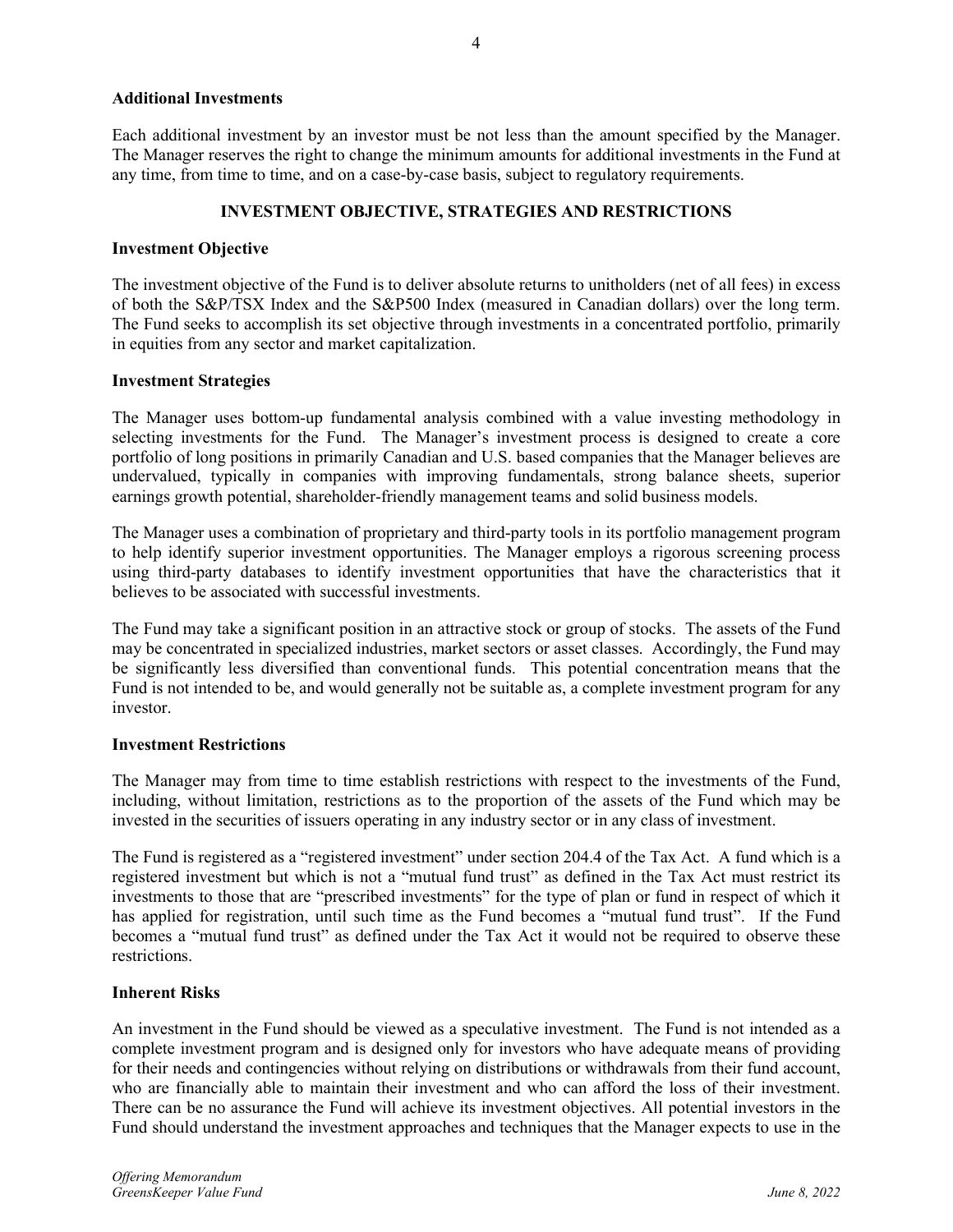### Additional Investments

Each additional investment by an investor must be not less than the amount specified by the Manager. The Manager reserves the right to change the minimum amounts for additional investments in the Fund at any time, from time to time, and on a case-by-case basis, subject to regulatory requirements.

## INVESTMENT OBJECTIVE, STRATEGIES AND RESTRICTIONS

### Investment Objective

The investment objective of the Fund is to deliver absolute returns to unitholders (net of all fees) in excess of both the S&P/TSX Index and the S&P500 Index (measured in Canadian dollars) over the long term. The Fund seeks to accomplish its set objective through investments in a concentrated portfolio, primarily in equities from any sector and market capitalization.

### Investment Strategies

The Manager uses bottom-up fundamental analysis combined with a value investing methodology in selecting investments for the Fund. The Manager's investment process is designed to create a core portfolio of long positions in primarily Canadian and U.S. based companies that the Manager believes are undervalued, typically in companies with improving fundamentals, strong balance sheets, superior earnings growth potential, shareholder-friendly management teams and solid business models.

The Manager uses a combination of proprietary and third-party tools in its portfolio management program to help identify superior investment opportunities. The Manager employs a rigorous screening process using third-party databases to identify investment opportunities that have the characteristics that it believes to be associated with successful investments.

The Fund may take a significant position in an attractive stock or group of stocks. The assets of the Fund may be concentrated in specialized industries, market sectors or asset classes. Accordingly, the Fund may be significantly less diversified than conventional funds. This potential concentration means that the Fund is not intended to be, and would generally not be suitable as, a complete investment program for any investor.

### Investment Restrictions

The Manager may from time to time establish restrictions with respect to the investments of the Fund, including, without limitation, restrictions as to the proportion of the assets of the Fund which may be invested in the securities of issuers operating in any industry sector or in any class of investment.

The Fund is registered as a "registered investment" under section 204.4 of the Tax Act. A fund which is a registered investment but which is not a "mutual fund trust" as defined in the Tax Act must restrict its investments to those that are "prescribed investments" for the type of plan or fund in respect of which it has applied for registration, until such time as the Fund becomes a "mutual fund trust". If the Fund becomes a "mutual fund trust" as defined under the Tax Act it would not be required to observe these restrictions.

### Inherent Risks

An investment in the Fund should be viewed as a speculative investment. The Fund is not intended as a complete investment program and is designed only for investors who have adequate means of providing for their needs and contingencies without relying on distributions or withdrawals from their fund account, who are financially able to maintain their investment and who can afford the loss of their investment. There can be no assurance the Fund will achieve its investment objectives. All potential investors in the Fund should understand the investment approaches and techniques that the Manager expects to use in the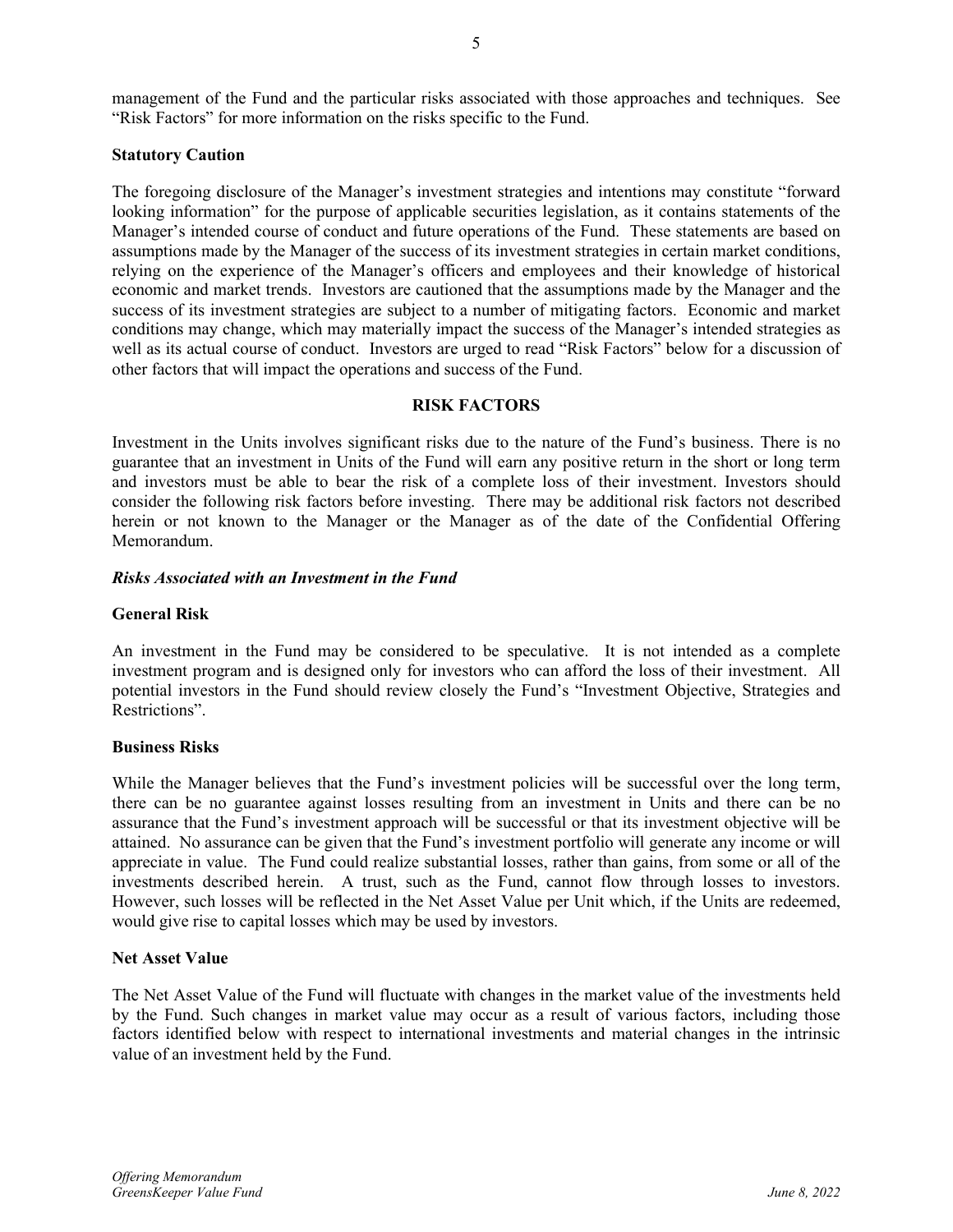management of the Fund and the particular risks associated with those approaches and techniques. See "Risk Factors" for more information on the risks specific to the Fund.

**Statutory Caution**

The foregoing disclosure of the Manager's investment strategies and intentions may constitute "forward looking information" for the purpose of applicable securities legislation, as it contains statements of the Manager's intended course of conduct and future operations of the Fund. These statements are based on assumptions made by the Manager of the success of its investment strategies in certain market conditions, relying on the experience of the Manager's officers and employees and their knowledge of historical economic and market trends. Investors are cautioned that the assumptions made by the Manager and the success of its investment strategies are subject to a number of mitigating factors. Economic and market conditions may change, which may materially impact the success of the Manager's intended strategies as well as its actual course of conduct. Investors are urged to read "Risk Factors" below for a discussion of other factors that will impact the operations and success of the Fund.

## RISK FACTORS

Investment in the Units involves significant risks due to the nature of the Fund's business. There is no guarantee that an investment in Units of the Fund will earn any positive return in the short or long term and investors must be able to bear the risk of a complete loss of their investment. Investors should consider the following risk factors before investing. There may be additional risk factors not described herein or not known to the Manager or the Manager as of the date of the Confidential Offering Memorandum.

***Risks Associated with an Investment in the Fund***

**General Risk**

An investment in the Fund may be considered to be speculative. It is not intended as a complete investment program and is designed only for investors who can afford the loss of their investment. All potential investors in the Fund should review closely the Fund's "Investment Objective, Strategies and Restrictions".

**Business Risks**

While the Manager believes that the Fund's investment policies will be successful over the long term, there can be no guarantee against losses resulting from an investment in Units and there can be no assurance that the Fund's investment approach will be successful or that its investment objective will be attained. No assurance can be given that the Fund's investment portfolio will generate any income or will appreciate in value. The Fund could realize substantial losses, rather than gains, from some or all of the investments described herein. A trust, such as the Fund, cannot flow through losses to investors. However, such losses will be reflected in the Net Asset Value per Unit which, if the Units are redeemed, would give rise to capital losses which may be used by investors.

**Net Asset Value**

The Net Asset Value of the Fund will fluctuate with changes in the market value of the investments held by the Fund. Such changes in market value may occur as a result of various factors, including those factors identified below with respect to international investments and material changes in the intrinsic value of an investment held by the Fund.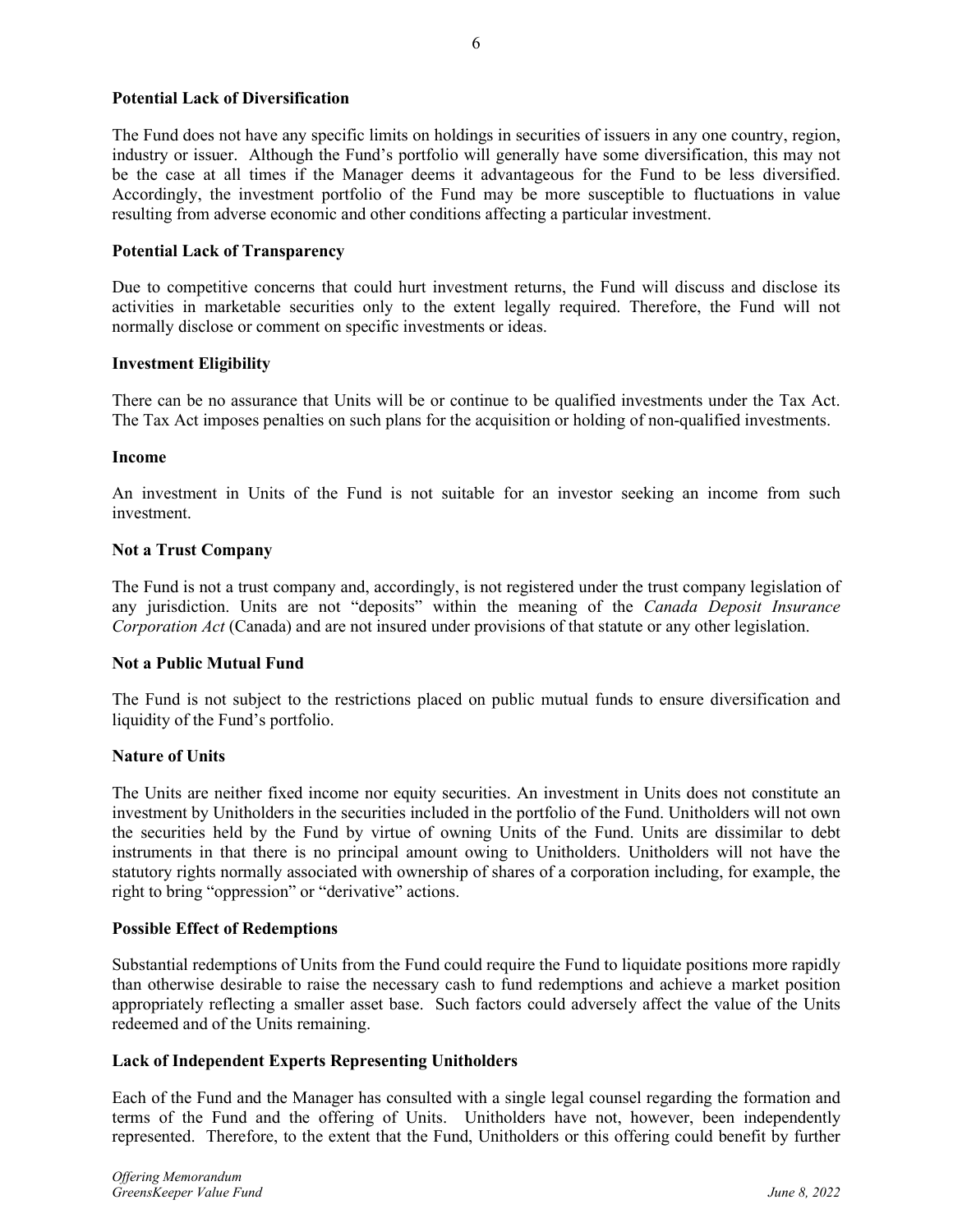**Potential Lack of Diversification**

The Fund does not have any specific limits on holdings in securities of issuers in any one country, region, industry or issuer. Although the Fund's portfolio will generally have some diversification, this may not be the case at all times if the Manager deems it advantageous for the Fund to be less diversified. Accordingly, the investment portfolio of the Fund may be more susceptible to fluctuations in value resulting from adverse economic and other conditions affecting a particular investment.

**Potential Lack of Transparency**

Due to competitive concerns that could hurt investment returns, the Fund will discuss and disclose its activities in marketable securities only to the extent legally required. Therefore, the Fund will not normally disclose or comment on specific investments or ideas.

**Investment Eligibility**

There can be no assurance that Units will be or continue to be qualified investments under the Tax Act. The Tax Act imposes penalties on such plans for the acquisition or holding of non-qualified investments.

**Income**

An investment in Units of the Fund is not suitable for an investor seeking an income from such investment.

**Not a Trust Company**

The Fund is not a trust company and, accordingly, is not registered under the trust company legislation of any jurisdiction. Units are not "deposits" within the meaning of the *Canada Deposit Insurance Corporation Act* (Canada) and are not insured under provisions of that statute or any other legislation.

**Not a Public Mutual Fund**

The Fund is not subject to the restrictions placed on public mutual funds to ensure diversification and liquidity of the Fund's portfolio.

**Nature of Units**

The Units are neither fixed income nor equity securities. An investment in Units does not constitute an investment by Unitholders in the securities included in the portfolio of the Fund. Unitholders will not own the securities held by the Fund by virtue of owning Units of the Fund. Units are dissimilar to debt instruments in that there is no principal amount owing to Unitholders. Unitholders will not have the statutory rights normally associated with ownership of shares of a corporation including, for example, the right to bring "oppression" or "derivative" actions.

**Possible Effect of Redemptions**

Substantial redemptions of Units from the Fund could require the Fund to liquidate positions more rapidly than otherwise desirable to raise the necessary cash to fund redemptions and achieve a market position appropriately reflecting a smaller asset base. Such factors could adversely affect the value of the Units redeemed and of the Units remaining.

**Lack of Independent Experts Representing Unitholders**

Each of the Fund and the Manager has consulted with a single legal counsel regarding the formation and terms of the Fund and the offering of Units. Unitholders have not, however, been independently represented. Therefore, to the extent that the Fund, Unitholders or this offering could benefit by further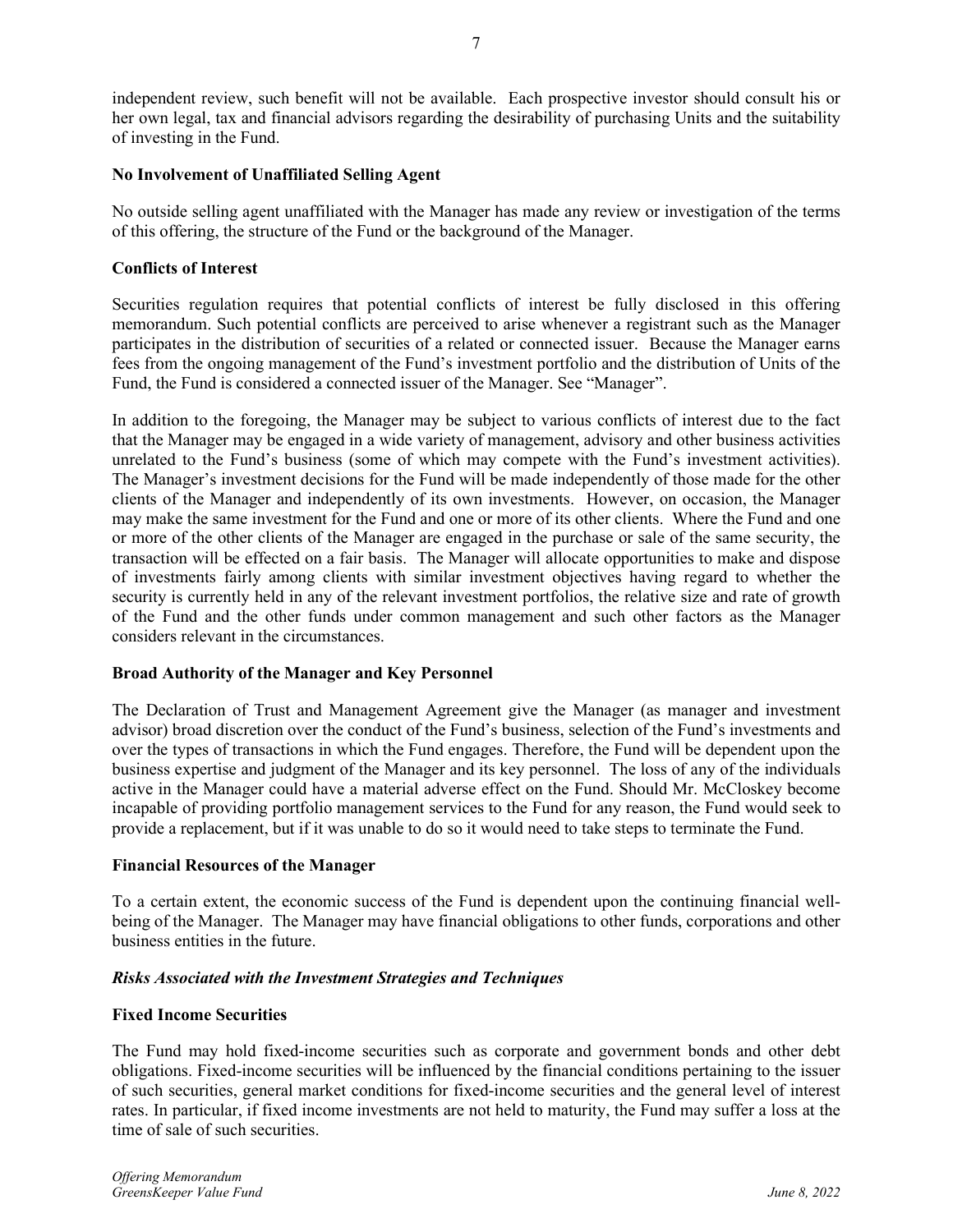independent review, such benefit will not be available. Each prospective investor should consult his or her own legal, tax and financial advisors regarding the desirability of purchasing Units and the suitability of investing in the Fund.

**No Involvement of Unaffiliated Selling Agent**

No outside selling agent unaffiliated with the Manager has made any review or investigation of the terms of this offering, the structure of the Fund or the background of the Manager.

**Conflicts of Interest**

Securities regulation requires that potential conflicts of interest be fully disclosed in this offering memorandum. Such potential conflicts are perceived to arise whenever a registrant such as the Manager participates in the distribution of securities of a related or connected issuer. Because the Manager earns fees from the ongoing management of the Fund's investment portfolio and the distribution of Units of the Fund, the Fund is considered a connected issuer of the Manager. See "Manager".

In addition to the foregoing, the Manager may be subject to various conflicts of interest due to the fact that the Manager may be engaged in a wide variety of management, advisory and other business activities unrelated to the Fund's business (some of which may compete with the Fund's investment activities). The Manager's investment decisions for the Fund will be made independently of those made for the other clients of the Manager and independently of its own investments. However, on occasion, the Manager may make the same investment for the Fund and one or more of its other clients. Where the Fund and one or more of the other clients of the Manager are engaged in the purchase or sale of the same security, the transaction will be effected on a fair basis. The Manager will allocate opportunities to make and dispose of investments fairly among clients with similar investment objectives having regard to whether the security is currently held in any of the relevant investment portfolios, the relative size and rate of growth of the Fund and the other funds under common management and such other factors as the Manager considers relevant in the circumstances.

**Broad Authority of the Manager and Key Personnel**

The Declaration of Trust and Management Agreement give the Manager (as manager and investment advisor) broad discretion over the conduct of the Fund's business, selection of the Fund's investments and over the types of transactions in which the Fund engages. Therefore, the Fund will be dependent upon the business expertise and judgment of the Manager and its key personnel. The loss of any of the individuals active in the Manager could have a material adverse effect on the Fund. Should Mr. McCloskey become incapable of providing portfolio management services to the Fund for any reason, the Fund would seek to provide a replacement, but if it was unable to do so it would need to take steps to terminate the Fund.

**Financial Resources of the Manager**

To a certain extent, the economic success of the Fund is dependent upon the continuing financial well-being of the Manager. The Manager may have financial obligations to other funds, corporations and other business entities in the future.

***Risks Associated with the Investment Strategies and Techniques***

**Fixed Income Securities**

The Fund may hold fixed-income securities such as corporate and government bonds and other debt obligations. Fixed-income securities will be influenced by the financial conditions pertaining to the issuer of such securities, general market conditions for fixed-income securities and the general level of interest rates. In particular, if fixed income investments are not held to maturity, the Fund may suffer a loss at the time of sale of such securities.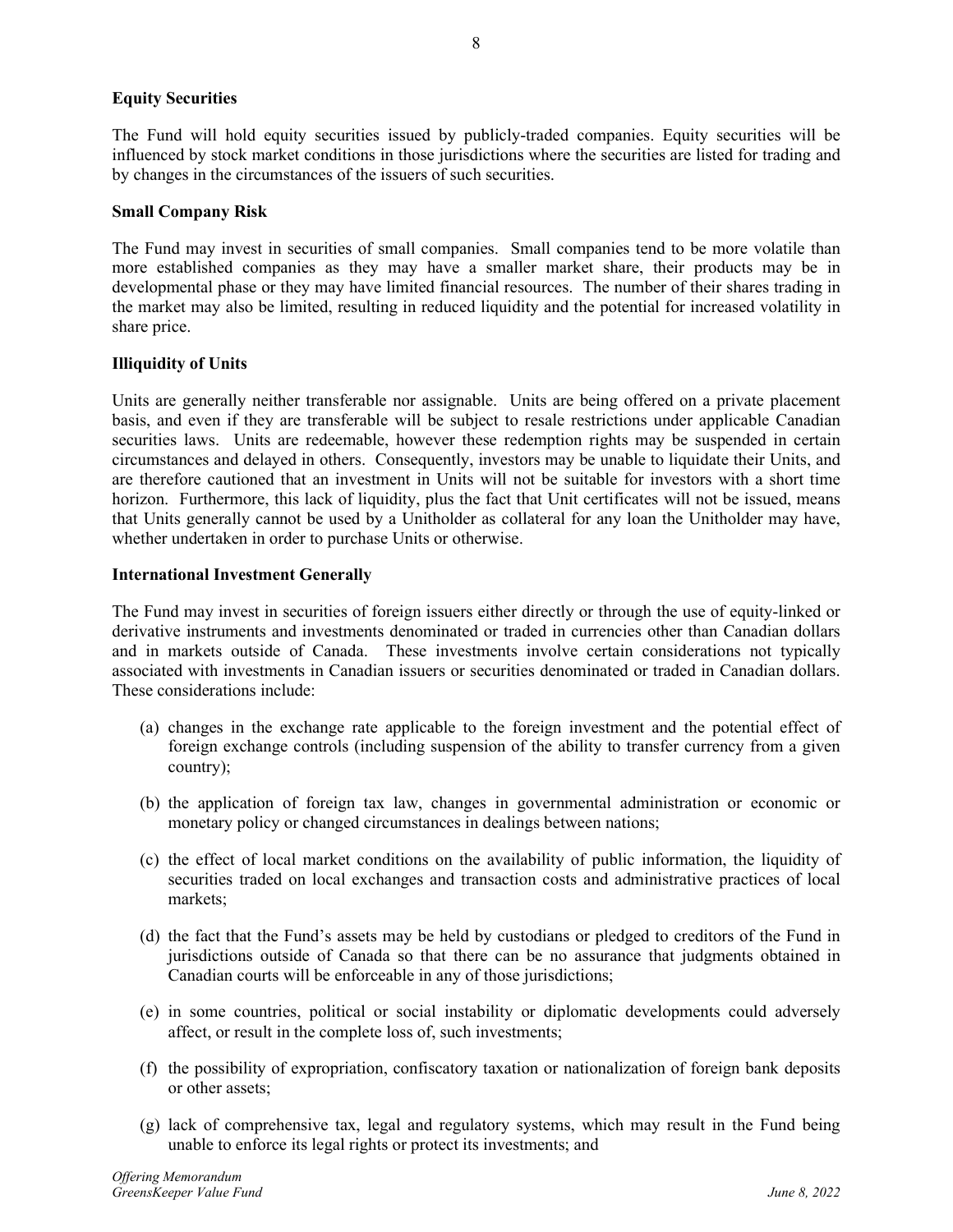**Equity Securities**

The Fund will hold equity securities issued by publicly-traded companies. Equity securities will be influenced by stock market conditions in those jurisdictions where the securities are listed for trading and by changes in the circumstances of the issuers of such securities.

**Small Company Risk**

The Fund may invest in securities of small companies. Small companies tend to be more volatile than more established companies as they may have a smaller market share, their products may be in developmental phase or they may have limited financial resources. The number of their shares trading in the market may also be limited, resulting in reduced liquidity and the potential for increased volatility in share price.

**Illiquidity of Units**

Units are generally neither transferable nor assignable. Units are being offered on a private placement basis, and even if they are transferable will be subject to resale restrictions under applicable Canadian securities laws. Units are redeemable, however these redemption rights may be suspended in certain circumstances and delayed in others. Consequently, investors may be unable to liquidate their Units, and are therefore cautioned that an investment in Units will not be suitable for investors with a short time horizon. Furthermore, this lack of liquidity, plus the fact that Unit certificates will not be issued, means that Units generally cannot be used by a Unitholder as collateral for any loan the Unitholder may have, whether undertaken in order to purchase Units or otherwise.

**International Investment Generally**

The Fund may invest in securities of foreign issuers either directly or through the use of equity-linked or derivative instruments and investments denominated or traded in currencies other than Canadian dollars and in markets outside of Canada. These investments involve certain considerations not typically associated with investments in Canadian issuers or securities denominated or traded in Canadian dollars. These considerations include:

(a) changes in the exchange rate applicable to the foreign investment and the potential effect of foreign exchange controls (including suspension of the ability to transfer currency from a given country);

(b) the application of foreign tax law, changes in governmental administration or economic or monetary policy or changed circumstances in dealings between nations;

(c) the effect of local market conditions on the availability of public information, the liquidity of securities traded on local exchanges and transaction costs and administrative practices of local markets;

(d) the fact that the Fund's assets may be held by custodians or pledged to creditors of the Fund in jurisdictions outside of Canada so that there can be no assurance that judgments obtained in Canadian courts will be enforceable in any of those jurisdictions;

(e) in some countries, political or social instability or diplomatic developments could adversely affect, or result in the complete loss of, such investments;

(f) the possibility of expropriation, confiscatory taxation or nationalization of foreign bank deposits or other assets;

(g) lack of comprehensive tax, legal and regulatory systems, which may result in the Fund being unable to enforce its legal rights or protect its investments; and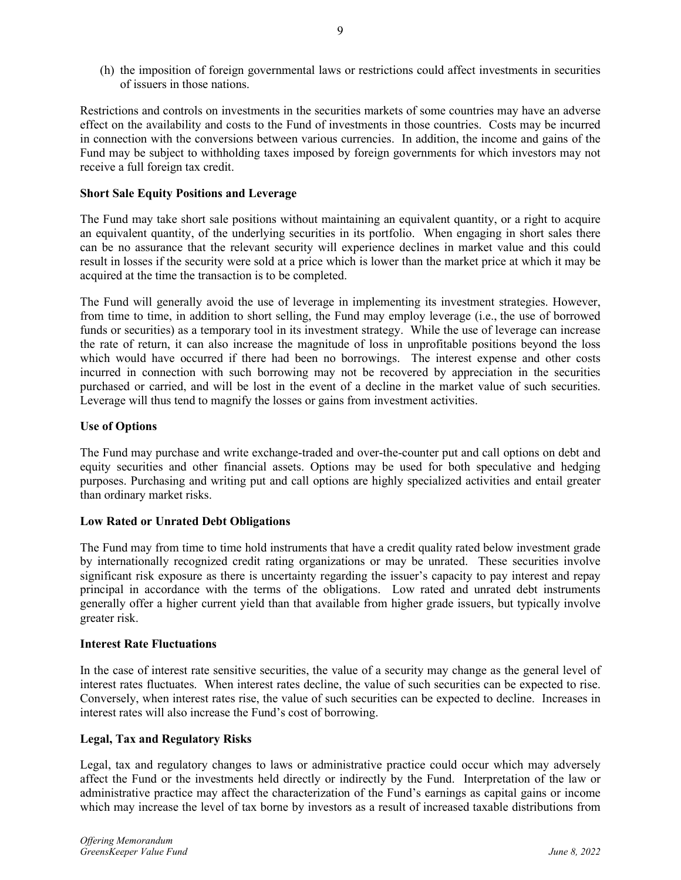(h) the imposition of foreign governmental laws or restrictions could affect investments in securities of issuers in those nations.

Restrictions and controls on investments in the securities markets of some countries may have an adverse effect on the availability and costs to the Fund of investments in those countries. Costs may be incurred in connection with the conversions between various currencies. In addition, the income and gains of the Fund may be subject to withholding taxes imposed by foreign governments for which investors may not receive a full foreign tax credit.

**Short Sale Equity Positions and Leverage**

The Fund may take short sale positions without maintaining an equivalent quantity, or a right to acquire an equivalent quantity, of the underlying securities in its portfolio. When engaging in short sales there can be no assurance that the relevant security will experience declines in market value and this could result in losses if the security were sold at a price which is lower than the market price at which it may be acquired at the time the transaction is to be completed.

The Fund will generally avoid the use of leverage in implementing its investment strategies. However, from time to time, in addition to short selling, the Fund may employ leverage (i.e., the use of borrowed funds or securities) as a temporary tool in its investment strategy. While the use of leverage can increase the rate of return, it can also increase the magnitude of loss in unprofitable positions beyond the loss which would have occurred if there had been no borrowings. The interest expense and other costs incurred in connection with such borrowing may not be recovered by appreciation in the securities purchased or carried, and will be lost in the event of a decline in the market value of such securities. Leverage will thus tend to magnify the losses or gains from investment activities.

**Use of Options**

The Fund may purchase and write exchange-traded and over-the-counter put and call options on debt and equity securities and other financial assets. Options may be used for both speculative and hedging purposes. Purchasing and writing put and call options are highly specialized activities and entail greater than ordinary market risks.

**Low Rated or Unrated Debt Obligations**

The Fund may from time to time hold instruments that have a credit quality rated below investment grade by internationally recognized credit rating organizations or may be unrated. These securities involve significant risk exposure as there is uncertainty regarding the issuer's capacity to pay interest and repay principal in accordance with the terms of the obligations. Low rated and unrated debt instruments generally offer a higher current yield than that available from higher grade issuers, but typically involve greater risk.

**Interest Rate Fluctuations**

In the case of interest rate sensitive securities, the value of a security may change as the general level of interest rates fluctuates. When interest rates decline, the value of such securities can be expected to rise. Conversely, when interest rates rise, the value of such securities can be expected to decline. Increases in interest rates will also increase the Fund's cost of borrowing.

**Legal, Tax and Regulatory Risks**

Legal, tax and regulatory changes to laws or administrative practice could occur which may adversely affect the Fund or the investments held directly or indirectly by the Fund. Interpretation of the law or administrative practice may affect the characterization of the Fund's earnings as capital gains or income which may increase the level of tax borne by investors as a result of increased taxable distributions from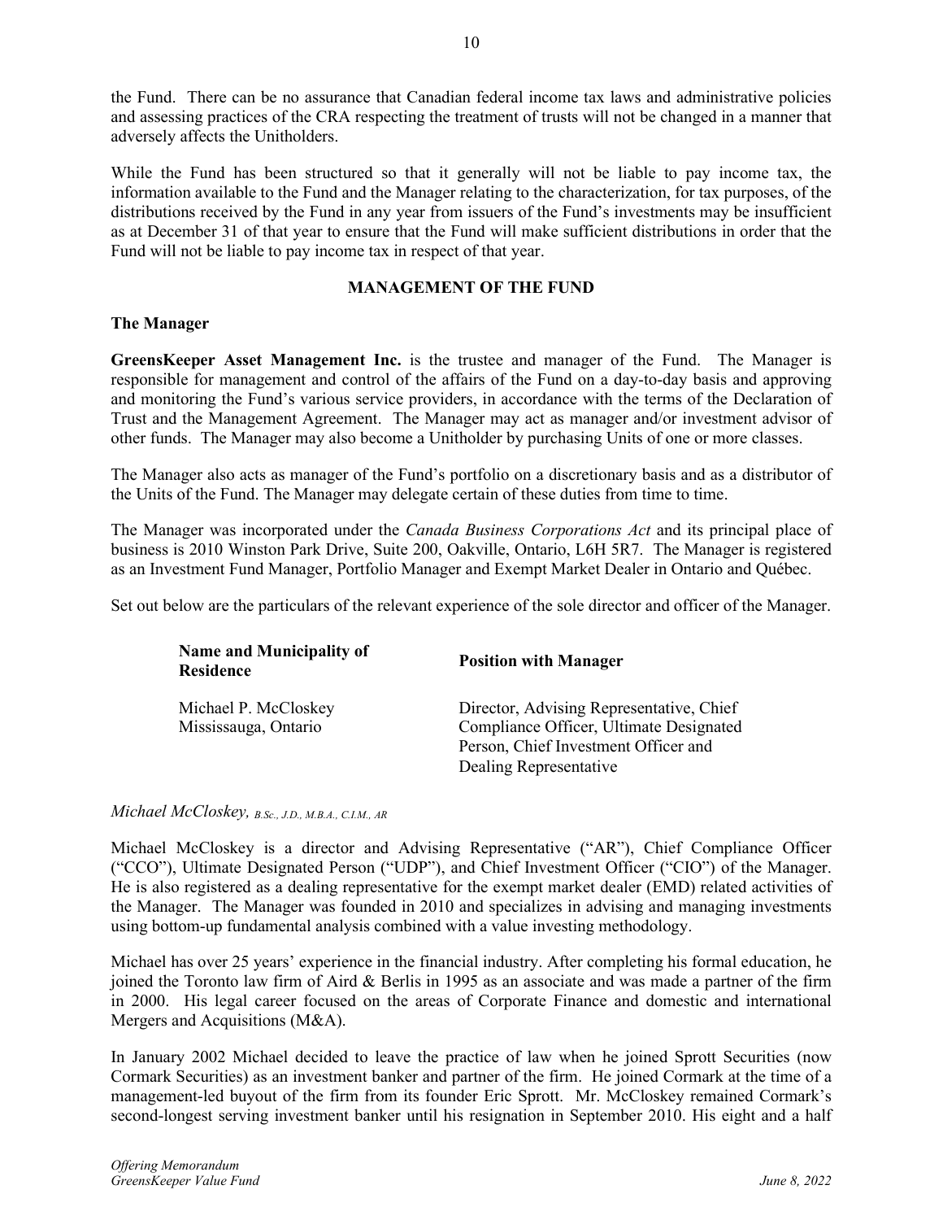the Fund. There can be no assurance that Canadian federal income tax laws and administrative policies and assessing practices of the CRA respecting the treatment of trusts will not be changed in a manner that adversely affects the Unitholders.

While the Fund has been structured so that it generally will not be liable to pay income tax, the information available to the Fund and the Manager relating to the characterization, for tax purposes, of the distributions received by the Fund in any year from issuers of the Fund's investments may be insufficient as at December 31 of that year to ensure that the Fund will make sufficient distributions in order that the Fund will not be liable to pay income tax in respect of that year.

## MANAGEMENT OF THE FUND

### The Manager

**GreensKeeper Asset Management Inc.** is the trustee and manager of the Fund. The Manager is responsible for management and control of the affairs of the Fund on a day-to-day basis and approving and monitoring the Fund's various service providers, in accordance with the terms of the Declaration of Trust and the Management Agreement. The Manager may act as manager and/or investment advisor of other funds. The Manager may also become a Unitholder by purchasing Units of one or more classes.

The Manager also acts as manager of the Fund's portfolio on a discretionary basis and as a distributor of the Units of the Fund. The Manager may delegate certain of these duties from time to time.

The Manager was incorporated under the *Canada Business Corporations Act* and its principal place of business is 2010 Winston Park Drive, Suite 200, Oakville, Ontario, L6H 5R7. The Manager is registered as an Investment Fund Manager, Portfolio Manager and Exempt Market Dealer in Ontario and Québec.

Set out below are the particulars of the relevant experience of the sole director and officer of the Manager.

| Name and Municipality of Residence | Position with Manager |
|---|---|
| Michael P. McCloskey<br>Mississauga, Ontario | Director, Advising Representative, Chief Compliance Officer, Ultimate Designated Person, Chief Investment Officer and Dealing Representative |

*Michael McCloskey, B.Sc., J.D., M.B.A., C.I.M., AR*

Michael McCloskey is a director and Advising Representative ("AR"), Chief Compliance Officer ("CCO"), Ultimate Designated Person ("UDP"), and Chief Investment Officer ("CIO") of the Manager. He is also registered as a dealing representative for the exempt market dealer (EMD) related activities of the Manager. The Manager was founded in 2010 and specializes in advising and managing investments using bottom-up fundamental analysis combined with a value investing methodology.

Michael has over 25 years' experience in the financial industry. After completing his formal education, he joined the Toronto law firm of Aird & Berlis in 1995 as an associate and was made a partner of the firm in 2000. His legal career focused on the areas of Corporate Finance and domestic and international Mergers and Acquisitions (M&A).

In January 2002 Michael decided to leave the practice of law when he joined Sprott Securities (now Cormark Securities) as an investment banker and partner of the firm. He joined Cormark at the time of a management-led buyout of the firm from its founder Eric Sprott. Mr. McCloskey remained Cormark's second-longest serving investment banker until his resignation in September 2010. His eight and a half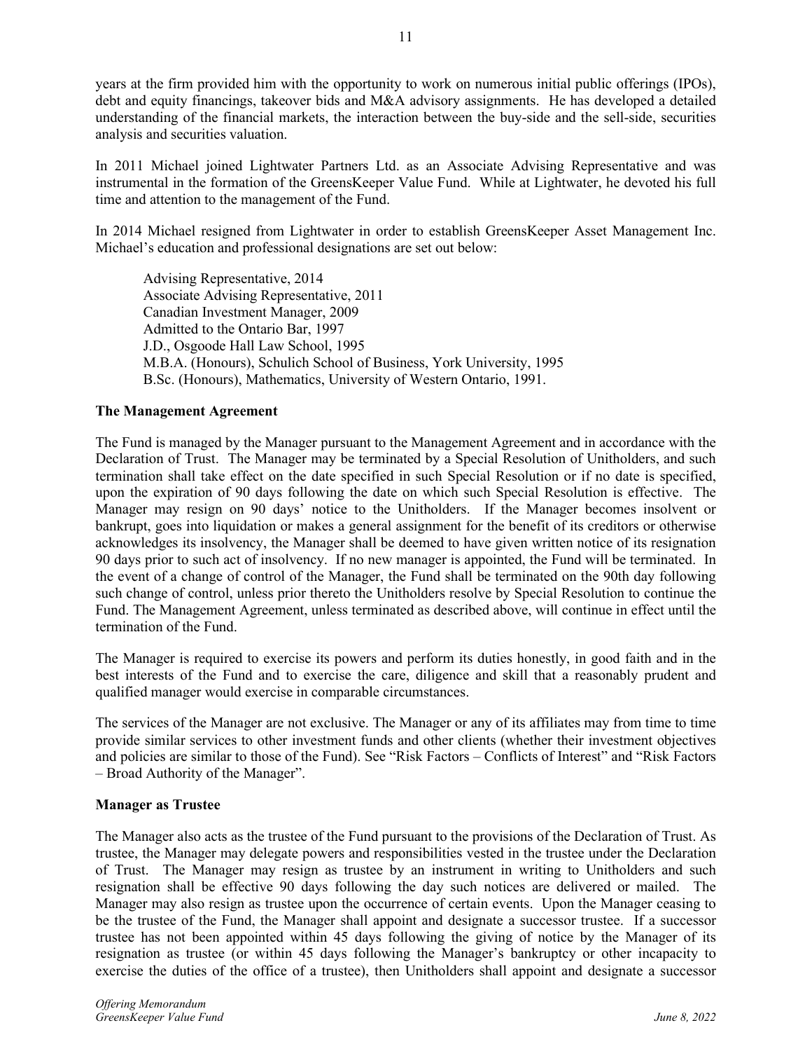years at the firm provided him with the opportunity to work on numerous initial public offerings (IPOs), debt and equity financings, takeover bids and M&A advisory assignments. He has developed a detailed understanding of the financial markets, the interaction between the buy-side and the sell-side, securities analysis and securities valuation.

In 2011 Michael joined Lightwater Partners Ltd. as an Associate Advising Representative and was instrumental in the formation of the GreensKeeper Value Fund. While at Lightwater, he devoted his full time and attention to the management of the Fund.

In 2014 Michael resigned from Lightwater in order to establish GreensKeeper Asset Management Inc. Michael's education and professional designations are set out below:

Advising Representative, 2014
Associate Advising Representative, 2011
Canadian Investment Manager, 2009
Admitted to the Ontario Bar, 1997
J.D., Osgoode Hall Law School, 1995
M.B.A. (Honours), Schulich School of Business, York University, 1995
B.Sc. (Honours), Mathematics, University of Western Ontario, 1991.

**The Management Agreement**

The Fund is managed by the Manager pursuant to the Management Agreement and in accordance with the Declaration of Trust. The Manager may be terminated by a Special Resolution of Unitholders, and such termination shall take effect on the date specified in such Special Resolution or if no date is specified, upon the expiration of 90 days following the date on which such Special Resolution is effective. The Manager may resign on 90 days' notice to the Unitholders. If the Manager becomes insolvent or bankrupt, goes into liquidation or makes a general assignment for the benefit of its creditors or otherwise acknowledges its insolvency, the Manager shall be deemed to have given written notice of its resignation 90 days prior to such act of insolvency. If no new manager is appointed, the Fund will be terminated. In the event of a change of control of the Manager, the Fund shall be terminated on the 90th day following such change of control, unless prior thereto the Unitholders resolve by Special Resolution to continue the Fund. The Management Agreement, unless terminated as described above, will continue in effect until the termination of the Fund.

The Manager is required to exercise its powers and perform its duties honestly, in good faith and in the best interests of the Fund and to exercise the care, diligence and skill that a reasonably prudent and qualified manager would exercise in comparable circumstances.

The services of the Manager are not exclusive. The Manager or any of its affiliates may from time to time provide similar services to other investment funds and other clients (whether their investment objectives and policies are similar to those of the Fund). See "Risk Factors – Conflicts of Interest" and "Risk Factors – Broad Authority of the Manager".

**Manager as Trustee**

The Manager also acts as the trustee of the Fund pursuant to the provisions of the Declaration of Trust. As trustee, the Manager may delegate powers and responsibilities vested in the trustee under the Declaration of Trust. The Manager may resign as trustee by an instrument in writing to Unitholders and such resignation shall be effective 90 days following the day such notices are delivered or mailed. The Manager may also resign as trustee upon the occurrence of certain events. Upon the Manager ceasing to be the trustee of the Fund, the Manager shall appoint and designate a successor trustee. If a successor trustee has not been appointed within 45 days following the giving of notice by the Manager of its resignation as trustee (or within 45 days following the Manager's bankruptcy or other incapacity to exercise the duties of the office of a trustee), then Unitholders shall appoint and designate a successor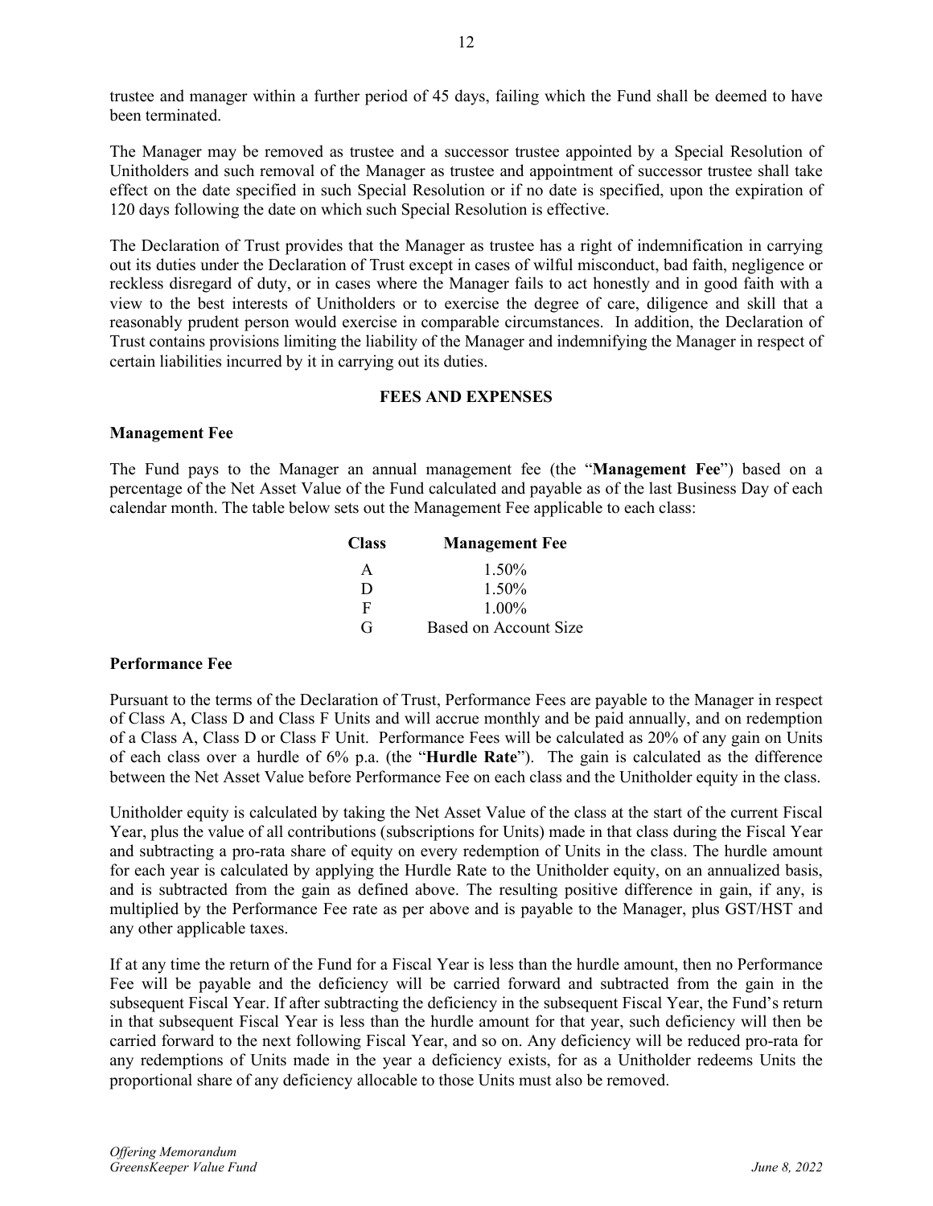trustee and manager within a further period of 45 days, failing which the Fund shall be deemed to have been terminated.

The Manager may be removed as trustee and a successor trustee appointed by a Special Resolution of Unitholders and such removal of the Manager as trustee and appointment of successor trustee shall take effect on the date specified in such Special Resolution or if no date is specified, upon the expiration of 120 days following the date on which such Special Resolution is effective.

The Declaration of Trust provides that the Manager as trustee has a right of indemnification in carrying out its duties under the Declaration of Trust except in cases of wilful misconduct, bad faith, negligence or reckless disregard of duty, or in cases where the Manager fails to act honestly and in good faith with a view to the best interests of Unitholders or to exercise the degree of care, diligence and skill that a reasonably prudent person would exercise in comparable circumstances. In addition, the Declaration of Trust contains provisions limiting the liability of the Manager and indemnifying the Manager in respect of certain liabilities incurred by it in carrying out its duties.

## FEES AND EXPENSES

### Management Fee

The Fund pays to the Manager an annual management fee (the "**Management Fee**") based on a percentage of the Net Asset Value of the Fund calculated and payable as of the last Business Day of each calendar month. The table below sets out the Management Fee applicable to each class:

| Class | Management Fee |
|---|---|
| A | 1.50% |
| D | 1.50% |
| F | 1.00% |
| G | Based on Account Size |

### Performance Fee

Pursuant to the terms of the Declaration of Trust, Performance Fees are payable to the Manager in respect of Class A, Class D and Class F Units and will accrue monthly and be paid annually, and on redemption of a Class A, Class D or Class F Unit. Performance Fees will be calculated as 20% of any gain on Units of each class over a hurdle of 6% p.a. (the "**Hurdle Rate**"). The gain is calculated as the difference between the Net Asset Value before Performance Fee on each class and the Unitholder equity in the class.

Unitholder equity is calculated by taking the Net Asset Value of the class at the start of the current Fiscal Year, plus the value of all contributions (subscriptions for Units) made in that class during the Fiscal Year and subtracting a pro-rata share of equity on every redemption of Units in the class. The hurdle amount for each year is calculated by applying the Hurdle Rate to the Unitholder equity, on an annualized basis, and is subtracted from the gain as defined above. The resulting positive difference in gain, if any, is multiplied by the Performance Fee rate as per above and is payable to the Manager, plus GST/HST and any other applicable taxes.

If at any time the return of the Fund for a Fiscal Year is less than the hurdle amount, then no Performance Fee will be payable and the deficiency will be carried forward and subtracted from the gain in the subsequent Fiscal Year. If after subtracting the deficiency in the subsequent Fiscal Year, the Fund's return in that subsequent Fiscal Year is less than the hurdle amount for that year, such deficiency will then be carried forward to the next following Fiscal Year, and so on. Any deficiency will be reduced pro-rata for any redemptions of Units made in the year a deficiency exists, for as a Unitholder redeems Units the proportional share of any deficiency allocable to those Units must also be removed.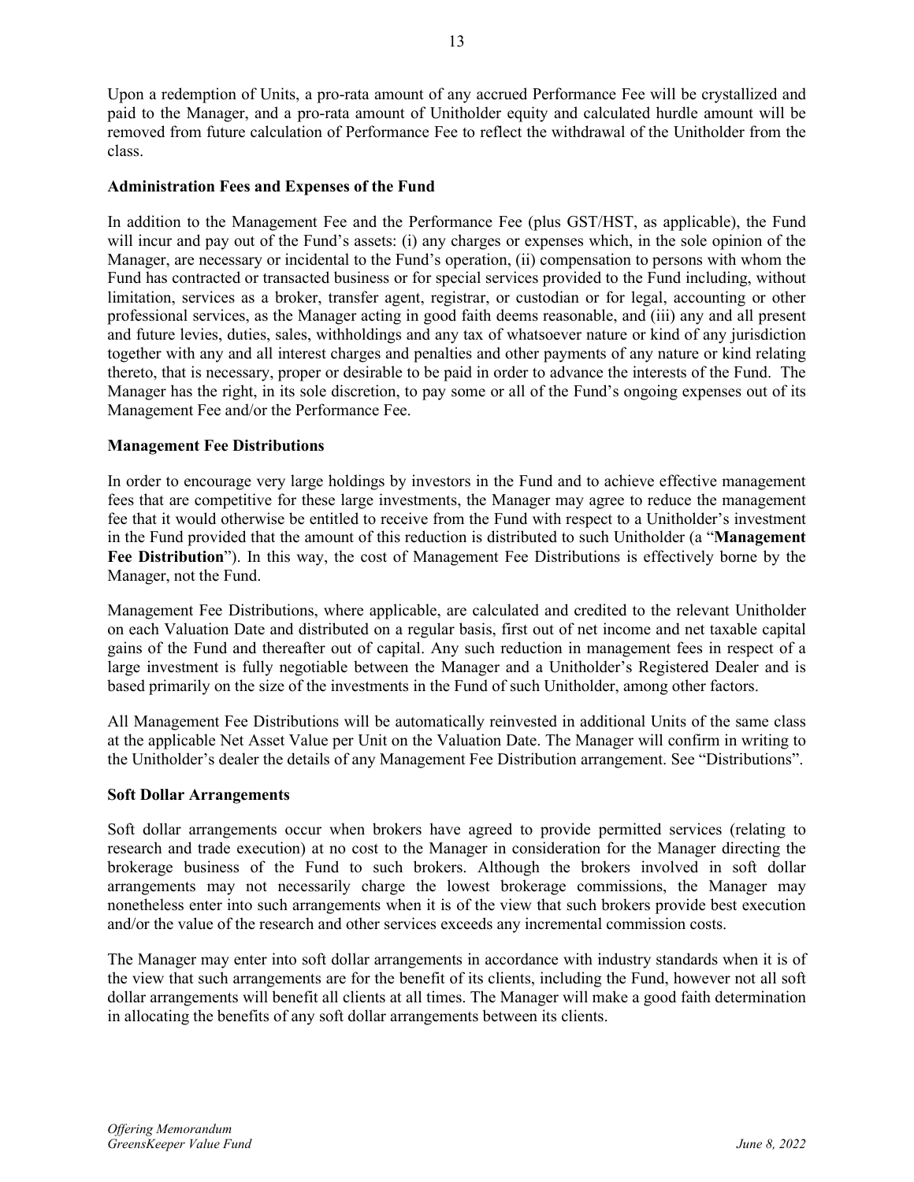Upon a redemption of Units, a pro-rata amount of any accrued Performance Fee will be crystallized and paid to the Manager, and a pro-rata amount of Unitholder equity and calculated hurdle amount will be removed from future calculation of Performance Fee to reflect the withdrawal of the Unitholder from the class.

### Administration Fees and Expenses of the Fund

In addition to the Management Fee and the Performance Fee (plus GST/HST, as applicable), the Fund will incur and pay out of the Fund's assets: (i) any charges or expenses which, in the sole opinion of the Manager, are necessary or incidental to the Fund's operation, (ii) compensation to persons with whom the Fund has contracted or transacted business or for special services provided to the Fund including, without limitation, services as a broker, transfer agent, registrar, or custodian or for legal, accounting or other professional services, as the Manager acting in good faith deems reasonable, and (iii) any and all present and future levies, duties, sales, withholdings and any tax of whatsoever nature or kind of any jurisdiction together with any and all interest charges and penalties and other payments of any nature or kind relating thereto, that is necessary, proper or desirable to be paid in order to advance the interests of the Fund. The Manager has the right, in its sole discretion, to pay some or all of the Fund's ongoing expenses out of its Management Fee and/or the Performance Fee.

### Management Fee Distributions

In order to encourage very large holdings by investors in the Fund and to achieve effective management fees that are competitive for these large investments, the Manager may agree to reduce the management fee that it would otherwise be entitled to receive from the Fund with respect to a Unitholder's investment in the Fund provided that the amount of this reduction is distributed to such Unitholder (a "**Management Fee Distribution**"). In this way, the cost of Management Fee Distributions is effectively borne by the Manager, not the Fund.

Management Fee Distributions, where applicable, are calculated and credited to the relevant Unitholder on each Valuation Date and distributed on a regular basis, first out of net income and net taxable capital gains of the Fund and thereafter out of capital. Any such reduction in management fees in respect of a large investment is fully negotiable between the Manager and a Unitholder's Registered Dealer and is based primarily on the size of the investments in the Fund of such Unitholder, among other factors.

All Management Fee Distributions will be automatically reinvested in additional Units of the same class at the applicable Net Asset Value per Unit on the Valuation Date. The Manager will confirm in writing to the Unitholder's dealer the details of any Management Fee Distribution arrangement. See "Distributions".

### Soft Dollar Arrangements

Soft dollar arrangements occur when brokers have agreed to provide permitted services (relating to research and trade execution) at no cost to the Manager in consideration for the Manager directing the brokerage business of the Fund to such brokers. Although the brokers involved in soft dollar arrangements may not necessarily charge the lowest brokerage commissions, the Manager may nonetheless enter into such arrangements when it is of the view that such brokers provide best execution and/or the value of the research and other services exceeds any incremental commission costs.

The Manager may enter into soft dollar arrangements in accordance with industry standards when it is of the view that such arrangements are for the benefit of its clients, including the Fund, however not all soft dollar arrangements will benefit all clients at all times. The Manager will make a good faith determination in allocating the benefits of any soft dollar arrangements between its clients.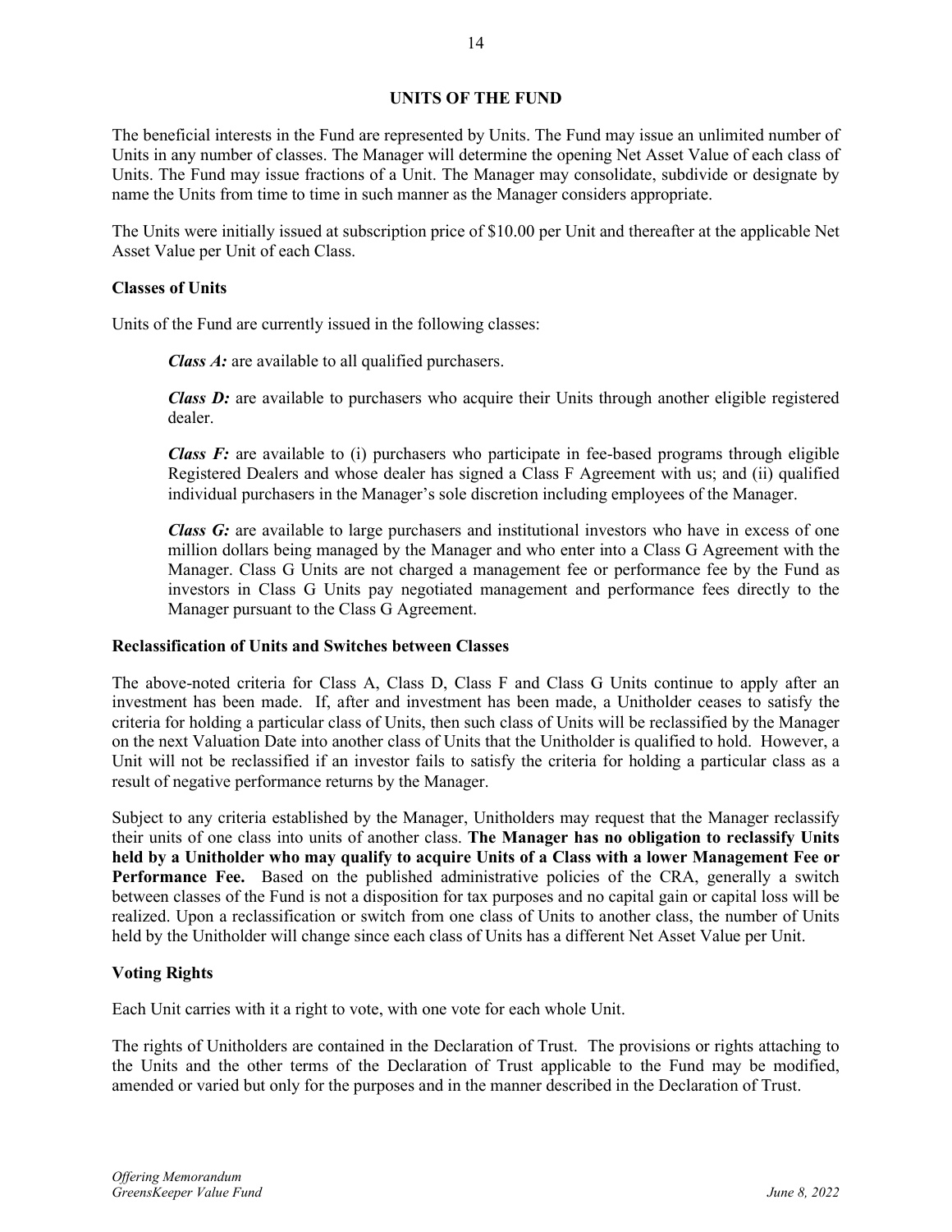## UNITS OF THE FUND

The beneficial interests in the Fund are represented by Units. The Fund may issue an unlimited number of Units in any number of classes. The Manager will determine the opening Net Asset Value of each class of Units. The Fund may issue fractions of a Unit. The Manager may consolidate, subdivide or designate by name the Units from time to time in such manner as the Manager considers appropriate.

The Units were initially issued at subscription price of $10.00 per Unit and thereafter at the applicable Net Asset Value per Unit of each Class.

### Classes of Units

Units of the Fund are currently issued in the following classes:

> ***Class A:*** are available to all qualified purchasers.
>
> ***Class D:*** are available to purchasers who acquire their Units through another eligible registered dealer.
>
> ***Class F:*** are available to (i) purchasers who participate in fee-based programs through eligible Registered Dealers and whose dealer has signed a Class F Agreement with us; and (ii) qualified individual purchasers in the Manager's sole discretion including employees of the Manager.
>
> ***Class G:*** are available to large purchasers and institutional investors who have in excess of one million dollars being managed by the Manager and who enter into a Class G Agreement with the Manager. Class G Units are not charged a management fee or performance fee by the Fund as investors in Class G Units pay negotiated management and performance fees directly to the Manager pursuant to the Class G Agreement.

### Reclassification of Units and Switches between Classes

The above-noted criteria for Class A, Class D, Class F and Class G Units continue to apply after an investment has been made. If, after and investment has been made, a Unitholder ceases to satisfy the criteria for holding a particular class of Units, then such class of Units will be reclassified by the Manager on the next Valuation Date into another class of Units that the Unitholder is qualified to hold. However, a Unit will not be reclassified if an investor fails to satisfy the criteria for holding a particular class as a result of negative performance returns by the Manager.

Subject to any criteria established by the Manager, Unitholders may request that the Manager reclassify their units of one class into units of another class. **The Manager has no obligation to reclassify Units held by a Unitholder who may qualify to acquire Units of a Class with a lower Management Fee or Performance Fee.** Based on the published administrative policies of the CRA, generally a switch between classes of the Fund is not a disposition for tax purposes and no capital gain or capital loss will be realized. Upon a reclassification or switch from one class of Units to another class, the number of Units held by the Unitholder will change since each class of Units has a different Net Asset Value per Unit.

### Voting Rights

Each Unit carries with it a right to vote, with one vote for each whole Unit.

The rights of Unitholders are contained in the Declaration of Trust. The provisions or rights attaching to the Units and the other terms of the Declaration of Trust applicable to the Fund may be modified, amended or varied but only for the purposes and in the manner described in the Declaration of Trust.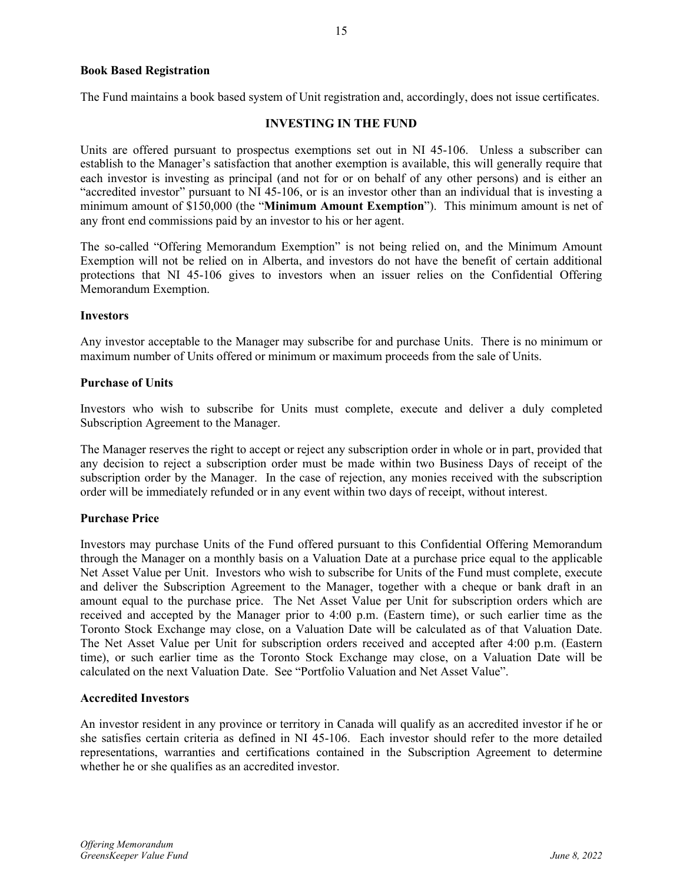### Book Based Registration

The Fund maintains a book based system of Unit registration and, accordingly, does not issue certificates.

## INVESTING IN THE FUND

Units are offered pursuant to prospectus exemptions set out in NI 45-106. Unless a subscriber can establish to the Manager's satisfaction that another exemption is available, this will generally require that each investor is investing as principal (and not for or on behalf of any other persons) and is either an "accredited investor" pursuant to NI 45-106, or is an investor other than an individual that is investing a minimum amount of $150,000 (the "**Minimum Amount Exemption**"). This minimum amount is net of any front end commissions paid by an investor to his or her agent.

The so-called "Offering Memorandum Exemption" is not being relied on, and the Minimum Amount Exemption will not be relied on in Alberta, and investors do not have the benefit of certain additional protections that NI 45-106 gives to investors when an issuer relies on the Confidential Offering Memorandum Exemption.

### Investors

Any investor acceptable to the Manager may subscribe for and purchase Units. There is no minimum or maximum number of Units offered or minimum or maximum proceeds from the sale of Units.

### Purchase of Units

Investors who wish to subscribe for Units must complete, execute and deliver a duly completed Subscription Agreement to the Manager.

The Manager reserves the right to accept or reject any subscription order in whole or in part, provided that any decision to reject a subscription order must be made within two Business Days of receipt of the subscription order by the Manager. In the case of rejection, any monies received with the subscription order will be immediately refunded or in any event within two days of receipt, without interest.

### Purchase Price

Investors may purchase Units of the Fund offered pursuant to this Confidential Offering Memorandum through the Manager on a monthly basis on a Valuation Date at a purchase price equal to the applicable Net Asset Value per Unit. Investors who wish to subscribe for Units of the Fund must complete, execute and deliver the Subscription Agreement to the Manager, together with a cheque or bank draft in an amount equal to the purchase price. The Net Asset Value per Unit for subscription orders which are received and accepted by the Manager prior to 4:00 p.m. (Eastern time), or such earlier time as the Toronto Stock Exchange may close, on a Valuation Date will be calculated as of that Valuation Date. The Net Asset Value per Unit for subscription orders received and accepted after 4:00 p.m. (Eastern time), or such earlier time as the Toronto Stock Exchange may close, on a Valuation Date will be calculated on the next Valuation Date. See "Portfolio Valuation and Net Asset Value".

### Accredited Investors

An investor resident in any province or territory in Canada will qualify as an accredited investor if he or she satisfies certain criteria as defined in NI 45-106. Each investor should refer to the more detailed representations, warranties and certifications contained in the Subscription Agreement to determine whether he or she qualifies as an accredited investor.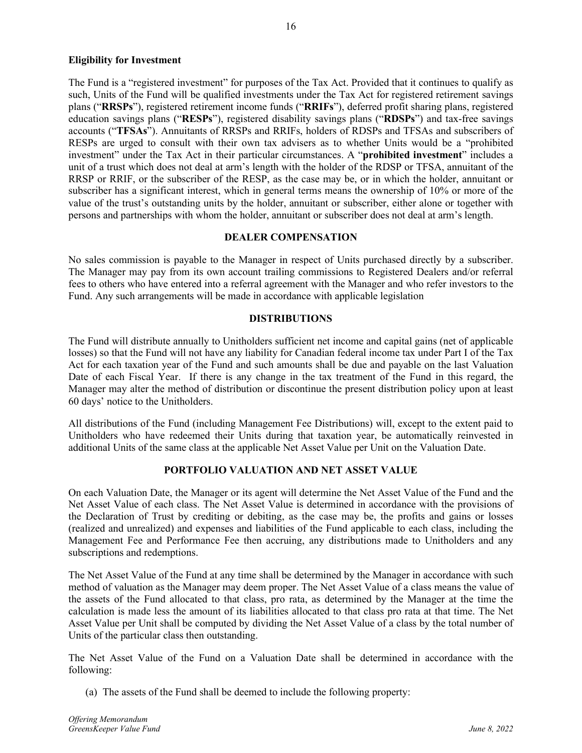**Eligibility for Investment**

The Fund is a "registered investment" for purposes of the Tax Act. Provided that it continues to qualify as such, Units of the Fund will be qualified investments under the Tax Act for registered retirement savings plans ("**RRSPs**"), registered retirement income funds ("**RRIFs**"), deferred profit sharing plans, registered education savings plans ("**RESPs**"), registered disability savings plans ("**RDSPs**") and tax-free savings accounts ("**TFSAs**"). Annuitants of RRSPs and RRIFs, holders of RDSPs and TFSAs and subscribers of RESPs are urged to consult with their own tax advisers as to whether Units would be a "prohibited investment" under the Tax Act in their particular circumstances. A "**prohibited investment**" includes a unit of a trust which does not deal at arm's length with the holder of the RDSP or TFSA, annuitant of the RRSP or RRIF, or the subscriber of the RESP, as the case may be, or in which the holder, annuitant or subscriber has a significant interest, which in general terms means the ownership of 10% or more of the value of the trust's outstanding units by the holder, annuitant or subscriber, either alone or together with persons and partnerships with whom the holder, annuitant or subscriber does not deal at arm's length.

## DEALER COMPENSATION

No sales commission is payable to the Manager in respect of Units purchased directly by a subscriber. The Manager may pay from its own account trailing commissions to Registered Dealers and/or referral fees to others who have entered into a referral agreement with the Manager and who refer investors to the Fund. Any such arrangements will be made in accordance with applicable legislation

## DISTRIBUTIONS

The Fund will distribute annually to Unitholders sufficient net income and capital gains (net of applicable losses) so that the Fund will not have any liability for Canadian federal income tax under Part I of the Tax Act for each taxation year of the Fund and such amounts shall be due and payable on the last Valuation Date of each Fiscal Year. If there is any change in the tax treatment of the Fund in this regard, the Manager may alter the method of distribution or discontinue the present distribution policy upon at least 60 days' notice to the Unitholders.

All distributions of the Fund (including Management Fee Distributions) will, except to the extent paid to Unitholders who have redeemed their Units during that taxation year, be automatically reinvested in additional Units of the same class at the applicable Net Asset Value per Unit on the Valuation Date.

## PORTFOLIO VALUATION AND NET ASSET VALUE

On each Valuation Date, the Manager or its agent will determine the Net Asset Value of the Fund and the Net Asset Value of each class. The Net Asset Value is determined in accordance with the provisions of the Declaration of Trust by crediting or debiting, as the case may be, the profits and gains or losses (realized and unrealized) and expenses and liabilities of the Fund applicable to each class, including the Management Fee and Performance Fee then accruing, any distributions made to Unitholders and any subscriptions and redemptions.

The Net Asset Value of the Fund at any time shall be determined by the Manager in accordance with such method of valuation as the Manager may deem proper. The Net Asset Value of a class means the value of the assets of the Fund allocated to that class, pro rata, as determined by the Manager at the time the calculation is made less the amount of its liabilities allocated to that class pro rata at that time. The Net Asset Value per Unit shall be computed by dividing the Net Asset Value of a class by the total number of Units of the particular class then outstanding.

The Net Asset Value of the Fund on a Valuation Date shall be determined in accordance with the following:

(a) The assets of the Fund shall be deemed to include the following property: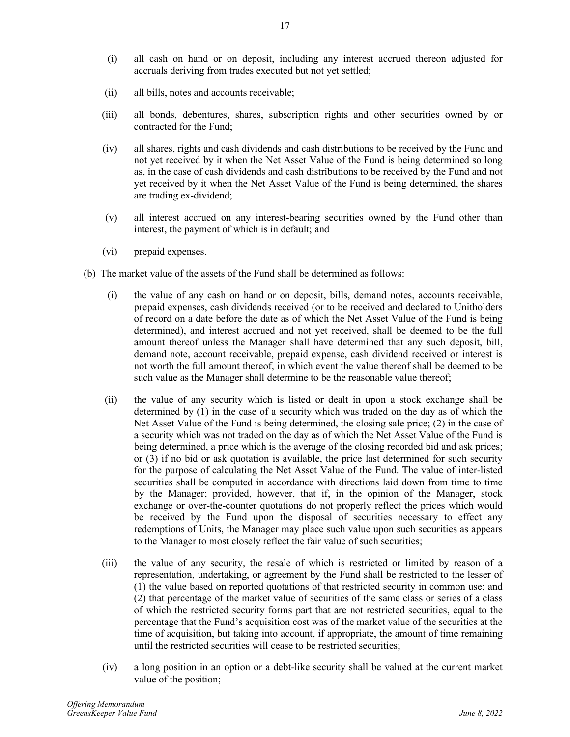(i) all cash on hand or on deposit, including any interest accrued thereon adjusted for accruals deriving from trades executed but not yet settled;

(ii) all bills, notes and accounts receivable;

(iii) all bonds, debentures, shares, subscription rights and other securities owned by or contracted for the Fund;

(iv) all shares, rights and cash dividends and cash distributions to be received by the Fund and not yet received by it when the Net Asset Value of the Fund is being determined so long as, in the case of cash dividends and cash distributions to be received by the Fund and not yet received by it when the Net Asset Value of the Fund is being determined, the shares are trading ex-dividend;

(v) all interest accrued on any interest-bearing securities owned by the Fund other than interest, the payment of which is in default; and

(vi) prepaid expenses.

(b) The market value of the assets of the Fund shall be determined as follows:

(i) the value of any cash on hand or on deposit, bills, demand notes, accounts receivable, prepaid expenses, cash dividends received (or to be received and declared to Unitholders of record on a date before the date as of which the Net Asset Value of the Fund is being determined), and interest accrued and not yet received, shall be deemed to be the full amount thereof unless the Manager shall have determined that any such deposit, bill, demand note, account receivable, prepaid expense, cash dividend received or interest is not worth the full amount thereof, in which event the value thereof shall be deemed to be such value as the Manager shall determine to be the reasonable value thereof;

(ii) the value of any security which is listed or dealt in upon a stock exchange shall be determined by (1) in the case of a security which was traded on the day as of which the Net Asset Value of the Fund is being determined, the closing sale price; (2) in the case of a security which was not traded on the day as of which the Net Asset Value of the Fund is being determined, a price which is the average of the closing recorded bid and ask prices; or (3) if no bid or ask quotation is available, the price last determined for such security for the purpose of calculating the Net Asset Value of the Fund. The value of inter-listed securities shall be computed in accordance with directions laid down from time to time by the Manager; provided, however, that if, in the opinion of the Manager, stock exchange or over-the-counter quotations do not properly reflect the prices which would be received by the Fund upon the disposal of securities necessary to effect any redemptions of Units, the Manager may place such value upon such securities as appears to the Manager to most closely reflect the fair value of such securities;

(iii) the value of any security, the resale of which is restricted or limited by reason of a representation, undertaking, or agreement by the Fund shall be restricted to the lesser of (1) the value based on reported quotations of that restricted security in common use; and (2) that percentage of the market value of securities of the same class or series of a class of which the restricted security forms part that are not restricted securities, equal to the percentage that the Fund's acquisition cost was of the market value of the securities at the time of acquisition, but taking into account, if appropriate, the amount of time remaining until the restricted securities will cease to be restricted securities;

(iv) a long position in an option or a debt-like security shall be valued at the current market value of the position;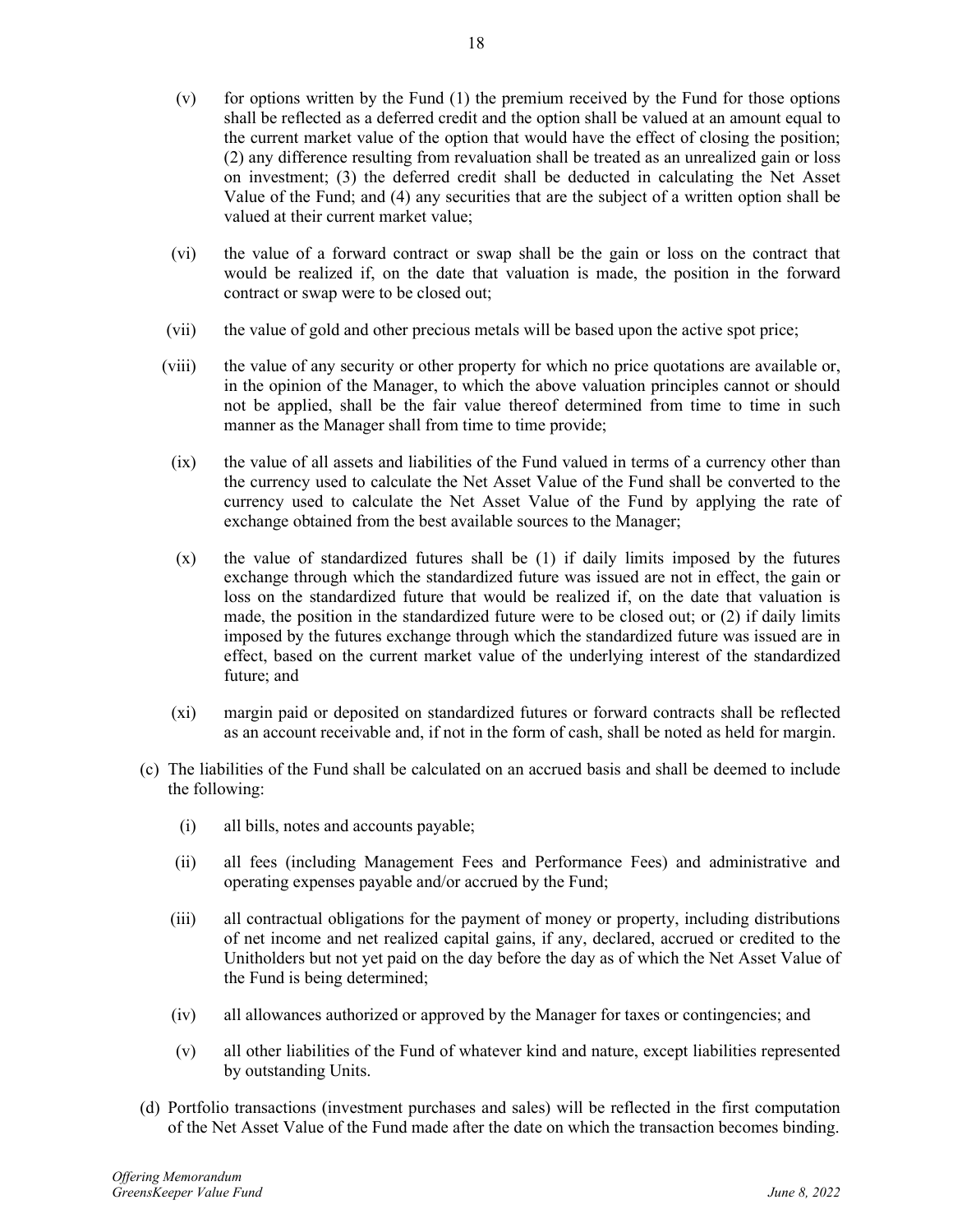(v) for options written by the Fund (1) the premium received by the Fund for those options shall be reflected as a deferred credit and the option shall be valued at an amount equal to the current market value of the option that would have the effect of closing the position; (2) any difference resulting from revaluation shall be treated as an unrealized gain or loss on investment; (3) the deferred credit shall be deducted in calculating the Net Asset Value of the Fund; and (4) any securities that are the subject of a written option shall be valued at their current market value;

(vi) the value of a forward contract or swap shall be the gain or loss on the contract that would be realized if, on the date that valuation is made, the position in the forward contract or swap were to be closed out;

(vii) the value of gold and other precious metals will be based upon the active spot price;

(viii) the value of any security or other property for which no price quotations are available or, in the opinion of the Manager, to which the above valuation principles cannot or should not be applied, shall be the fair value thereof determined from time to time in such manner as the Manager shall from time to time provide;

(ix) the value of all assets and liabilities of the Fund valued in terms of a currency other than the currency used to calculate the Net Asset Value of the Fund shall be converted to the currency used to calculate the Net Asset Value of the Fund by applying the rate of exchange obtained from the best available sources to the Manager;

(x) the value of standardized futures shall be (1) if daily limits imposed by the futures exchange through which the standardized future was issued are not in effect, the gain or loss on the standardized future that would be realized if, on the date that valuation is made, the position in the standardized future were to be closed out; or (2) if daily limits imposed by the futures exchange through which the standardized future was issued are in effect, based on the current market value of the underlying interest of the standardized future; and

(xi) margin paid or deposited on standardized futures or forward contracts shall be reflected as an account receivable and, if not in the form of cash, shall be noted as held for margin.

(c) The liabilities of the Fund shall be calculated on an accrued basis and shall be deemed to include the following:

(i) all bills, notes and accounts payable;

(ii) all fees (including Management Fees and Performance Fees) and administrative and operating expenses payable and/or accrued by the Fund;

(iii) all contractual obligations for the payment of money or property, including distributions of net income and net realized capital gains, if any, declared, accrued or credited to the Unitholders but not yet paid on the day before the day as of which the Net Asset Value of the Fund is being determined;

(iv) all allowances authorized or approved by the Manager for taxes or contingencies; and

(v) all other liabilities of the Fund of whatever kind and nature, except liabilities represented by outstanding Units.

(d) Portfolio transactions (investment purchases and sales) will be reflected in the first computation of the Net Asset Value of the Fund made after the date on which the transaction becomes binding.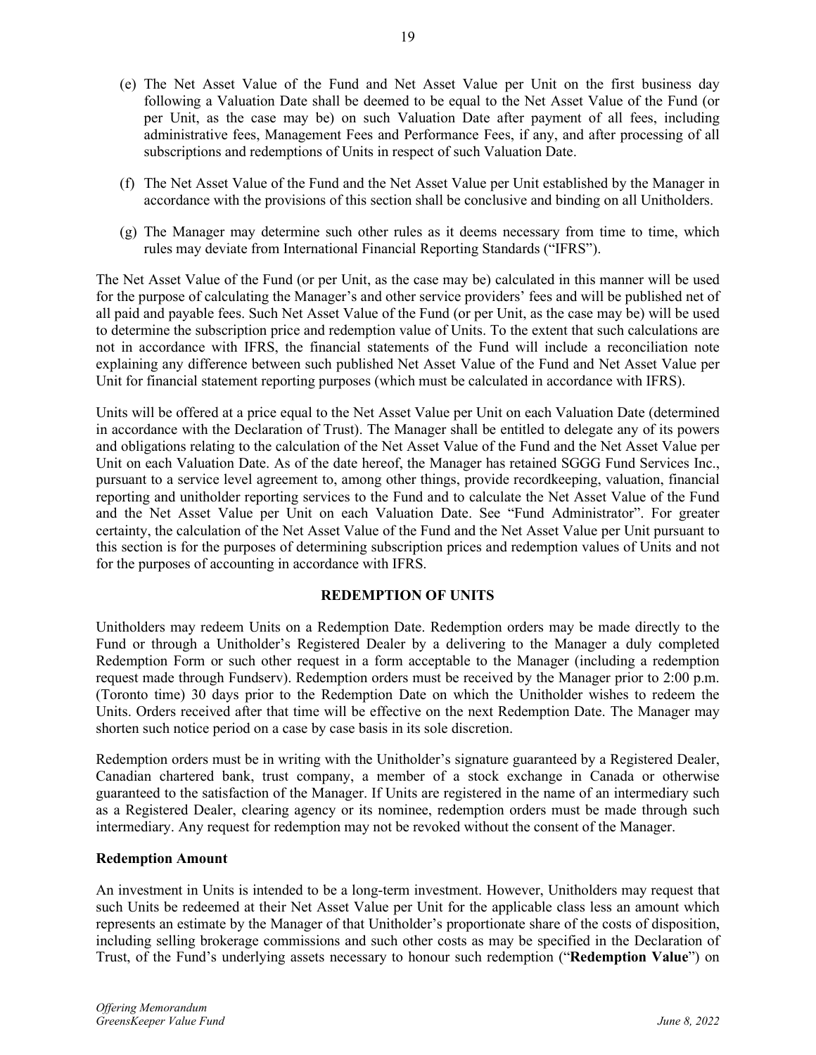(e) The Net Asset Value of the Fund and Net Asset Value per Unit on the first business day following a Valuation Date shall be deemed to be equal to the Net Asset Value of the Fund (or per Unit, as the case may be) on such Valuation Date after payment of all fees, including administrative fees, Management Fees and Performance Fees, if any, and after processing of all subscriptions and redemptions of Units in respect of such Valuation Date.

(f) The Net Asset Value of the Fund and the Net Asset Value per Unit established by the Manager in accordance with the provisions of this section shall be conclusive and binding on all Unitholders.

(g) The Manager may determine such other rules as it deems necessary from time to time, which rules may deviate from International Financial Reporting Standards ("IFRS").

The Net Asset Value of the Fund (or per Unit, as the case may be) calculated in this manner will be used for the purpose of calculating the Manager's and other service providers' fees and will be published net of all paid and payable fees. Such Net Asset Value of the Fund (or per Unit, as the case may be) will be used to determine the subscription price and redemption value of Units. To the extent that such calculations are not in accordance with IFRS, the financial statements of the Fund will include a reconciliation note explaining any difference between such published Net Asset Value of the Fund and Net Asset Value per Unit for financial statement reporting purposes (which must be calculated in accordance with IFRS).

Units will be offered at a price equal to the Net Asset Value per Unit on each Valuation Date (determined in accordance with the Declaration of Trust). The Manager shall be entitled to delegate any of its powers and obligations relating to the calculation of the Net Asset Value of the Fund and the Net Asset Value per Unit on each Valuation Date. As of the date hereof, the Manager has retained SGGG Fund Services Inc., pursuant to a service level agreement to, among other things, provide recordkeeping, valuation, financial reporting and unitholder reporting services to the Fund and to calculate the Net Asset Value of the Fund and the Net Asset Value per Unit on each Valuation Date. See "Fund Administrator". For greater certainty, the calculation of the Net Asset Value of the Fund and the Net Asset Value per Unit pursuant to this section is for the purposes of determining subscription prices and redemption values of Units and not for the purposes of accounting in accordance with IFRS.

## REDEMPTION OF UNITS

Unitholders may redeem Units on a Redemption Date. Redemption orders may be made directly to the Fund or through a Unitholder's Registered Dealer by a delivering to the Manager a duly completed Redemption Form or such other request in a form acceptable to the Manager (including a redemption request made through Fundserv). Redemption orders must be received by the Manager prior to 2:00 p.m. (Toronto time) 30 days prior to the Redemption Date on which the Unitholder wishes to redeem the Units. Orders received after that time will be effective on the next Redemption Date. The Manager may shorten such notice period on a case by case basis in its sole discretion.

Redemption orders must be in writing with the Unitholder's signature guaranteed by a Registered Dealer, Canadian chartered bank, trust company, a member of a stock exchange in Canada or otherwise guaranteed to the satisfaction of the Manager. If Units are registered in the name of an intermediary such as a Registered Dealer, clearing agency or its nominee, redemption orders must be made through such intermediary. Any request for redemption may not be revoked without the consent of the Manager.

### Redemption Amount

An investment in Units is intended to be a long-term investment. However, Unitholders may request that such Units be redeemed at their Net Asset Value per Unit for the applicable class less an amount which represents an estimate by the Manager of that Unitholder's proportionate share of the costs of disposition, including selling brokerage commissions and such other costs as may be specified in the Declaration of Trust, of the Fund's underlying assets necessary to honour such redemption ("**Redemption Value**") on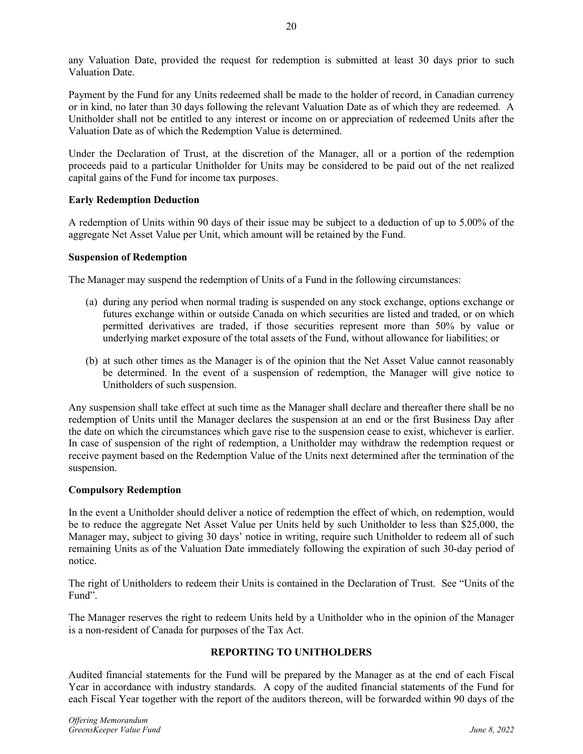any Valuation Date, provided the request for redemption is submitted at least 30 days prior to such Valuation Date.

Payment by the Fund for any Units redeemed shall be made to the holder of record, in Canadian currency or in kind, no later than 30 days following the relevant Valuation Date as of which they are redeemed. A Unitholder shall not be entitled to any interest or income on or appreciation of redeemed Units after the Valuation Date as of which the Redemption Value is determined.

Under the Declaration of Trust, at the discretion of the Manager, all or a portion of the redemption proceeds paid to a particular Unitholder for Units may be considered to be paid out of the net realized capital gains of the Fund for income tax purposes.

**Early Redemption Deduction**

A redemption of Units within 90 days of their issue may be subject to a deduction of up to 5.00% of the aggregate Net Asset Value per Unit, which amount will be retained by the Fund.

**Suspension of Redemption**

The Manager may suspend the redemption of Units of a Fund in the following circumstances:

(a) during any period when normal trading is suspended on any stock exchange, options exchange or futures exchange within or outside Canada on which securities are listed and traded, or on which permitted derivatives are traded, if those securities represent more than 50% by value or underlying market exposure of the total assets of the Fund, without allowance for liabilities; or

(b) at such other times as the Manager is of the opinion that the Net Asset Value cannot reasonably be determined. In the event of a suspension of redemption, the Manager will give notice to Unitholders of such suspension.

Any suspension shall take effect at such time as the Manager shall declare and thereafter there shall be no redemption of Units until the Manager declares the suspension at an end or the first Business Day after the date on which the circumstances which gave rise to the suspension cease to exist, whichever is earlier. In case of suspension of the right of redemption, a Unitholder may withdraw the redemption request or receive payment based on the Redemption Value of the Units next determined after the termination of the suspension.

**Compulsory Redemption**

In the event a Unitholder should deliver a notice of redemption the effect of which, on redemption, would be to reduce the aggregate Net Asset Value per Units held by such Unitholder to less than $25,000, the Manager may, subject to giving 30 days' notice in writing, require such Unitholder to redeem all of such remaining Units as of the Valuation Date immediately following the expiration of such 30-day period of notice.

The right of Unitholders to redeem their Units is contained in the Declaration of Trust. See "Units of the Fund".

The Manager reserves the right to redeem Units held by a Unitholder who in the opinion of the Manager is a non-resident of Canada for purposes of the Tax Act.

## REPORTING TO UNITHOLDERS

Audited financial statements for the Fund will be prepared by the Manager as at the end of each Fiscal Year in accordance with industry standards. A copy of the audited financial statements of the Fund for each Fiscal Year together with the report of the auditors thereon, will be forwarded within 90 days of the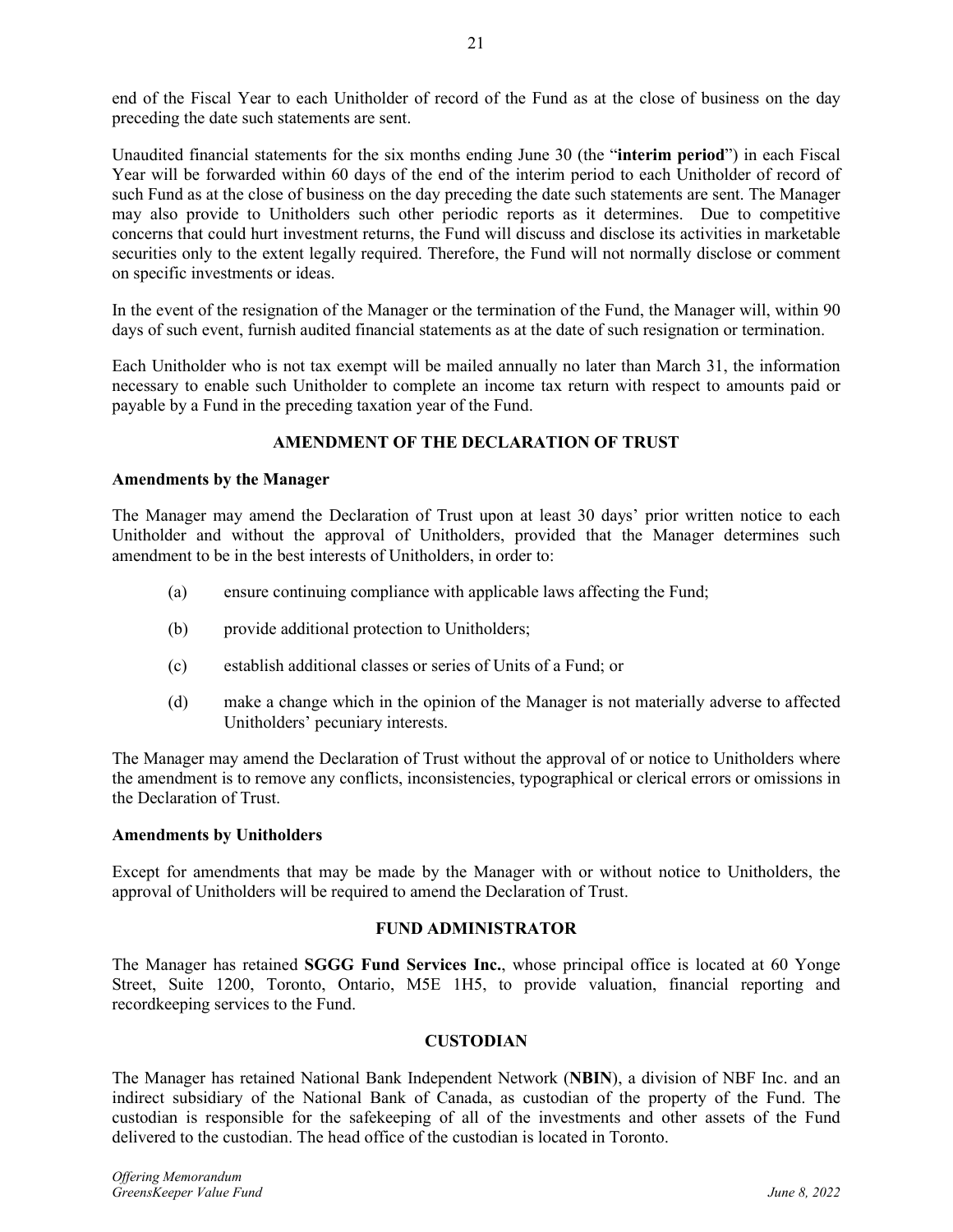end of the Fiscal Year to each Unitholder of record of the Fund as at the close of business on the day preceding the date such statements are sent.

Unaudited financial statements for the six months ending June 30 (the "**interim period**") in each Fiscal Year will be forwarded within 60 days of the end of the interim period to each Unitholder of record of such Fund as at the close of business on the day preceding the date such statements are sent. The Manager may also provide to Unitholders such other periodic reports as it determines. Due to competitive concerns that could hurt investment returns, the Fund will discuss and disclose its activities in marketable securities only to the extent legally required. Therefore, the Fund will not normally disclose or comment on specific investments or ideas.

In the event of the resignation of the Manager or the termination of the Fund, the Manager will, within 90 days of such event, furnish audited financial statements as at the date of such resignation or termination.

Each Unitholder who is not tax exempt will be mailed annually no later than March 31, the information necessary to enable such Unitholder to complete an income tax return with respect to amounts paid or payable by a Fund in the preceding taxation year of the Fund.

## AMENDMENT OF THE DECLARATION OF TRUST

### Amendments by the Manager

The Manager may amend the Declaration of Trust upon at least 30 days' prior written notice to each Unitholder and without the approval of Unitholders, provided that the Manager determines such amendment to be in the best interests of Unitholders, in order to:

(a) ensure continuing compliance with applicable laws affecting the Fund;

(b) provide additional protection to Unitholders;

(c) establish additional classes or series of Units of a Fund; or

(d) make a change which in the opinion of the Manager is not materially adverse to affected Unitholders' pecuniary interests.

The Manager may amend the Declaration of Trust without the approval of or notice to Unitholders where the amendment is to remove any conflicts, inconsistencies, typographical or clerical errors or omissions in the Declaration of Trust.

### Amendments by Unitholders

Except for amendments that may be made by the Manager with or without notice to Unitholders, the approval of Unitholders will be required to amend the Declaration of Trust.

## FUND ADMINISTRATOR

The Manager has retained **SGGG Fund Services Inc.**, whose principal office is located at 60 Yonge Street, Suite 1200, Toronto, Ontario, M5E 1H5, to provide valuation, financial reporting and recordkeeping services to the Fund.

## CUSTODIAN

The Manager has retained National Bank Independent Network (**NBIN**), a division of NBF Inc. and an indirect subsidiary of the National Bank of Canada, as custodian of the property of the Fund. The custodian is responsible for the safekeeping of all of the investments and other assets of the Fund delivered to the custodian. The head office of the custodian is located in Toronto.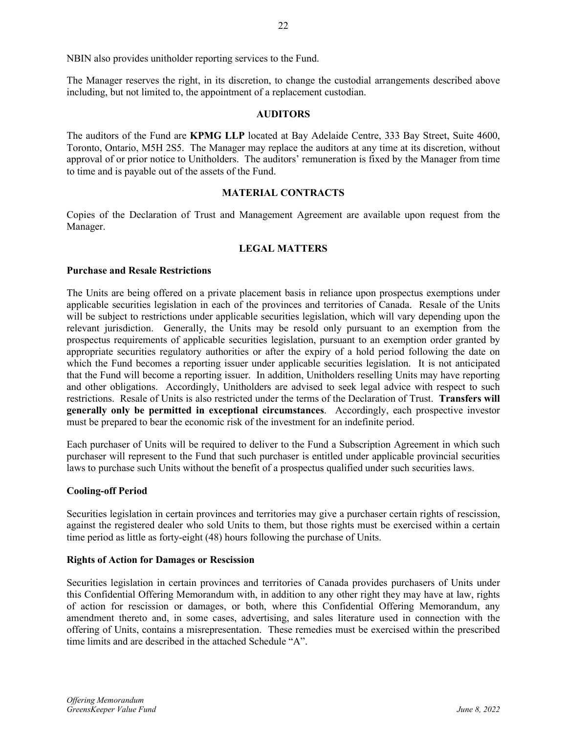NBIN also provides unitholder reporting services to the Fund.

The Manager reserves the right, in its discretion, to change the custodial arrangements described above including, but not limited to, the appointment of a replacement custodian.

## AUDITORS

The auditors of the Fund are **KPMG LLP** located at Bay Adelaide Centre, 333 Bay Street, Suite 4600, Toronto, Ontario, M5H 2S5. The Manager may replace the auditors at any time at its discretion, without approval of or prior notice to Unitholders. The auditors' remuneration is fixed by the Manager from time to time and is payable out of the assets of the Fund.

## MATERIAL CONTRACTS

Copies of the Declaration of Trust and Management Agreement are available upon request from the Manager.

## LEGAL MATTERS

### Purchase and Resale Restrictions

The Units are being offered on a private placement basis in reliance upon prospectus exemptions under applicable securities legislation in each of the provinces and territories of Canada. Resale of the Units will be subject to restrictions under applicable securities legislation, which will vary depending upon the relevant jurisdiction. Generally, the Units may be resold only pursuant to an exemption from the prospectus requirements of applicable securities legislation, pursuant to an exemption order granted by appropriate securities regulatory authorities or after the expiry of a hold period following the date on which the Fund becomes a reporting issuer under applicable securities legislation. It is not anticipated that the Fund will become a reporting issuer. In addition, Unitholders reselling Units may have reporting and other obligations. Accordingly, Unitholders are advised to seek legal advice with respect to such restrictions. Resale of Units is also restricted under the terms of the Declaration of Trust. **Transfers will generally only be permitted in exceptional circumstances**. Accordingly, each prospective investor must be prepared to bear the economic risk of the investment for an indefinite period.

Each purchaser of Units will be required to deliver to the Fund a Subscription Agreement in which such purchaser will represent to the Fund that such purchaser is entitled under applicable provincial securities laws to purchase such Units without the benefit of a prospectus qualified under such securities laws.

### Cooling-off Period

Securities legislation in certain provinces and territories may give a purchaser certain rights of rescission, against the registered dealer who sold Units to them, but those rights must be exercised within a certain time period as little as forty-eight (48) hours following the purchase of Units.

### Rights of Action for Damages or Rescission

Securities legislation in certain provinces and territories of Canada provides purchasers of Units under this Confidential Offering Memorandum with, in addition to any other right they may have at law, rights of action for rescission or damages, or both, where this Confidential Offering Memorandum, any amendment thereto and, in some cases, advertising, and sales literature used in connection with the offering of Units, contains a misrepresentation. These remedies must be exercised within the prescribed time limits and are described in the attached Schedule "A".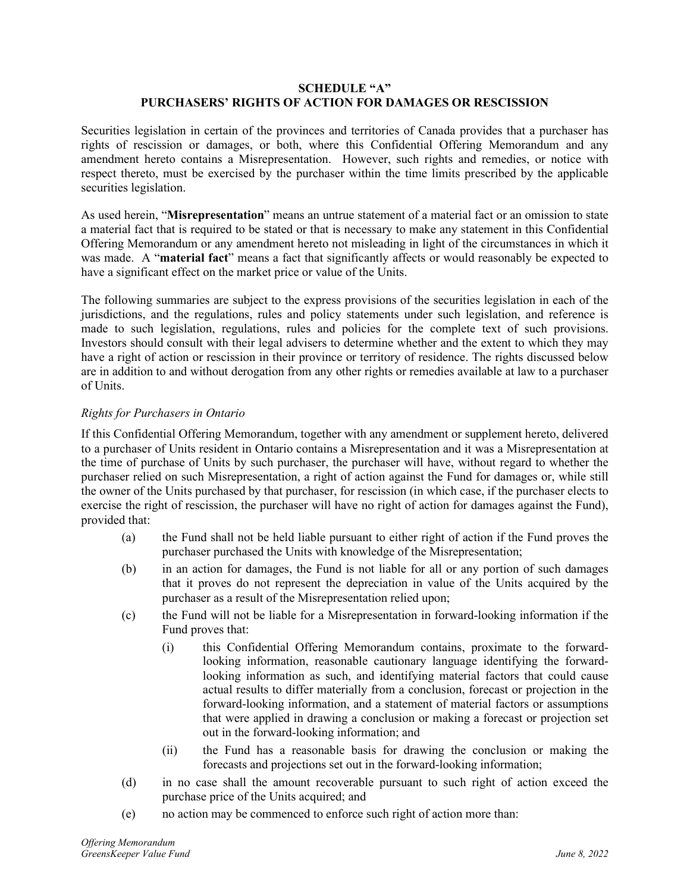## SCHEDULE "A"
## PURCHASERS' RIGHTS OF ACTION FOR DAMAGES OR RESCISSION

Securities legislation in certain of the provinces and territories of Canada provides that a purchaser has rights of rescission or damages, or both, where this Confidential Offering Memorandum and any amendment hereto contains a Misrepresentation. However, such rights and remedies, or notice with respect thereto, must be exercised by the purchaser within the time limits prescribed by the applicable securities legislation.

As used herein, "**Misrepresentation**" means an untrue statement of a material fact or an omission to state a material fact that is required to be stated or that is necessary to make any statement in this Confidential Offering Memorandum or any amendment hereto not misleading in light of the circumstances in which it was made. A "**material fact**" means a fact that significantly affects or would reasonably be expected to have a significant effect on the market price or value of the Units.

The following summaries are subject to the express provisions of the securities legislation in each of the jurisdictions, and the regulations, rules and policy statements under such legislation, and reference is made to such legislation, regulations, rules and policies for the complete text of such provisions. Investors should consult with their legal advisers to determine whether and the extent to which they may have a right of action or rescission in their province or territory of residence. The rights discussed below are in addition to and without derogation from any other rights or remedies available at law to a purchaser of Units.

*Rights for Purchasers in Ontario*

If this Confidential Offering Memorandum, together with any amendment or supplement hereto, delivered to a purchaser of Units resident in Ontario contains a Misrepresentation and it was a Misrepresentation at the time of purchase of Units by such purchaser, the purchaser will have, without regard to whether the purchaser relied on such Misrepresentation, a right of action against the Fund for damages or, while still the owner of the Units purchased by that purchaser, for rescission (in which case, if the purchaser elects to exercise the right of rescission, the purchaser will have no right of action for damages against the Fund), provided that:

(a) the Fund shall not be held liable pursuant to either right of action if the Fund proves the purchaser purchased the Units with knowledge of the Misrepresentation;

(b) in an action for damages, the Fund is not liable for all or any portion of such damages that it proves do not represent the depreciation in value of the Units acquired by the purchaser as a result of the Misrepresentation relied upon;

(c) the Fund will not be liable for a Misrepresentation in forward-looking information if the Fund proves that:

  (i) this Confidential Offering Memorandum contains, proximate to the forward-looking information, reasonable cautionary language identifying the forward-looking information as such, and identifying material factors that could cause actual results to differ materially from a conclusion, forecast or projection in the forward-looking information, and a statement of material factors or assumptions that were applied in drawing a conclusion or making a forecast or projection set out in the forward-looking information; and

  (ii) the Fund has a reasonable basis for drawing the conclusion or making the forecasts and projections set out in the forward-looking information;

(d) in no case shall the amount recoverable pursuant to such right of action exceed the purchase price of the Units acquired; and

(e) no action may be commenced to enforce such right of action more than: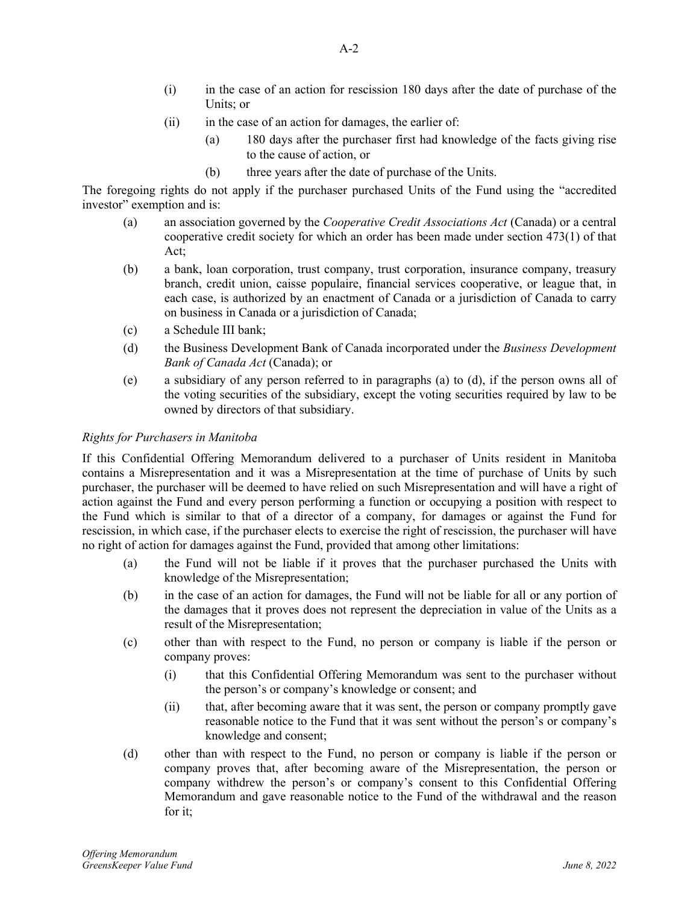(i) in the case of an action for rescission 180 days after the date of purchase of the Units; or

(ii) in the case of an action for damages, the earlier of:

   (a) 180 days after the purchaser first had knowledge of the facts giving rise to the cause of action, or

   (b) three years after the date of purchase of the Units.

The foregoing rights do not apply if the purchaser purchased Units of the Fund using the "accredited investor" exemption and is:

(a) an association governed by the *Cooperative Credit Associations Act* (Canada) or a central cooperative credit society for which an order has been made under section 473(1) of that Act;

(b) a bank, loan corporation, trust company, trust corporation, insurance company, treasury branch, credit union, caisse populaire, financial services cooperative, or league that, in each case, is authorized by an enactment of Canada or a jurisdiction of Canada to carry on business in Canada or a jurisdiction of Canada;

(c) a Schedule III bank;

(d) the Business Development Bank of Canada incorporated under the *Business Development Bank of Canada Act* (Canada); or

(e) a subsidiary of any person referred to in paragraphs (a) to (d), if the person owns all of the voting securities of the subsidiary, except the voting securities required by law to be owned by directors of that subsidiary.

*Rights for Purchasers in Manitoba*

If this Confidential Offering Memorandum delivered to a purchaser of Units resident in Manitoba contains a Misrepresentation and it was a Misrepresentation at the time of purchase of Units by such purchaser, the purchaser will be deemed to have relied on such Misrepresentation and will have a right of action against the Fund and every person performing a function or occupying a position with respect to the Fund which is similar to that of a director of a company, for damages or against the Fund for rescission, in which case, if the purchaser elects to exercise the right of rescission, the purchaser will have no right of action for damages against the Fund, provided that among other limitations:

(a) the Fund will not be liable if it proves that the purchaser purchased the Units with knowledge of the Misrepresentation;

(b) in the case of an action for damages, the Fund will not be liable for all or any portion of the damages that it proves does not represent the depreciation in value of the Units as a result of the Misrepresentation;

(c) other than with respect to the Fund, no person or company is liable if the person or company proves:

   (i) that this Confidential Offering Memorandum was sent to the purchaser without the person's or company's knowledge or consent; and

   (ii) that, after becoming aware that it was sent, the person or company promptly gave reasonable notice to the Fund that it was sent without the person's or company's knowledge and consent;

(d) other than with respect to the Fund, no person or company is liable if the person or company proves that, after becoming aware of the Misrepresentation, the person or company withdrew the person's or company's consent to this Confidential Offering Memorandum and gave reasonable notice to the Fund of the withdrawal and the reason for it;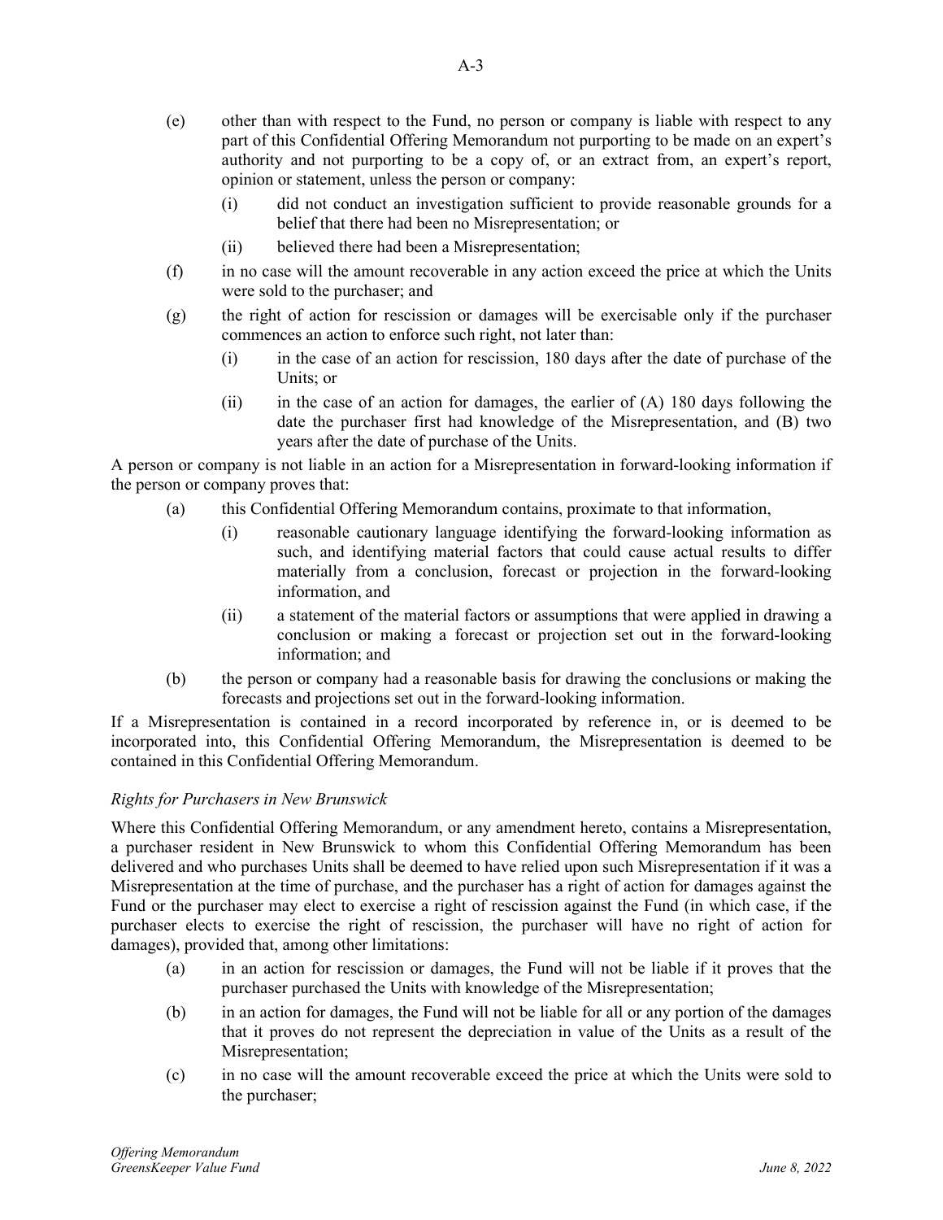(e) other than with respect to the Fund, no person or company is liable with respect to any part of this Confidential Offering Memorandum not purporting to be made on an expert's authority and not purporting to be a copy of, or an extract from, an expert's report, opinion or statement, unless the person or company:

   (i) did not conduct an investigation sufficient to provide reasonable grounds for a belief that there had been no Misrepresentation; or

   (ii) believed there had been a Misrepresentation;

(f) in no case will the amount recoverable in any action exceed the price at which the Units were sold to the purchaser; and

(g) the right of action for rescission or damages will be exercisable only if the purchaser commences an action to enforce such right, not later than:

   (i) in the case of an action for rescission, 180 days after the date of purchase of the Units; or

   (ii) in the case of an action for damages, the earlier of (A) 180 days following the date the purchaser first had knowledge of the Misrepresentation, and (B) two years after the date of purchase of the Units.

A person or company is not liable in an action for a Misrepresentation in forward-looking information if the person or company proves that:

(a) this Confidential Offering Memorandum contains, proximate to that information,

   (i) reasonable cautionary language identifying the forward-looking information as such, and identifying material factors that could cause actual results to differ materially from a conclusion, forecast or projection in the forward-looking information, and

   (ii) a statement of the material factors or assumptions that were applied in drawing a conclusion or making a forecast or projection set out in the forward-looking information; and

(b) the person or company had a reasonable basis for drawing the conclusions or making the forecasts and projections set out in the forward-looking information.

If a Misrepresentation is contained in a record incorporated by reference in, or is deemed to be incorporated into, this Confidential Offering Memorandum, the Misrepresentation is deemed to be contained in this Confidential Offering Memorandum.

*Rights for Purchasers in New Brunswick*

Where this Confidential Offering Memorandum, or any amendment hereto, contains a Misrepresentation, a purchaser resident in New Brunswick to whom this Confidential Offering Memorandum has been delivered and who purchases Units shall be deemed to have relied upon such Misrepresentation if it was a Misrepresentation at the time of purchase, and the purchaser has a right of action for damages against the Fund or the purchaser may elect to exercise a right of rescission against the Fund (in which case, if the purchaser elects to exercise the right of rescission, the purchaser will have no right of action for damages), provided that, among other limitations:

(a) in an action for rescission or damages, the Fund will not be liable if it proves that the purchaser purchased the Units with knowledge of the Misrepresentation;

(b) in an action for damages, the Fund will not be liable for all or any portion of the damages that it proves do not represent the depreciation in value of the Units as a result of the Misrepresentation;

(c) in no case will the amount recoverable exceed the price at which the Units were sold to the purchaser;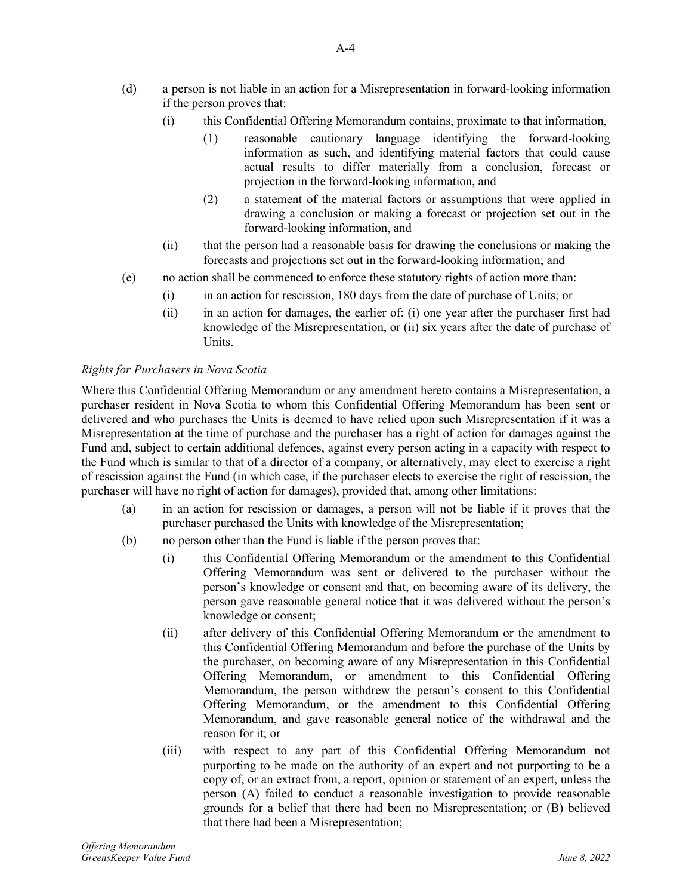(d) a person is not liable in an action for a Misrepresentation in forward-looking information if the person proves that:

   (i) this Confidential Offering Memorandum contains, proximate to that information,

      (1) reasonable cautionary language identifying the forward-looking information as such, and identifying material factors that could cause actual results to differ materially from a conclusion, forecast or projection in the forward-looking information, and

      (2) a statement of the material factors or assumptions that were applied in drawing a conclusion or making a forecast or projection set out in the forward-looking information, and

   (ii) that the person had a reasonable basis for drawing the conclusions or making the forecasts and projections set out in the forward-looking information; and

(e) no action shall be commenced to enforce these statutory rights of action more than:

   (i) in an action for rescission, 180 days from the date of purchase of Units; or

   (ii) in an action for damages, the earlier of: (i) one year after the purchaser first had knowledge of the Misrepresentation, or (ii) six years after the date of purchase of Units.

*Rights for Purchasers in Nova Scotia*

Where this Confidential Offering Memorandum or any amendment hereto contains a Misrepresentation, a purchaser resident in Nova Scotia to whom this Confidential Offering Memorandum has been sent or delivered and who purchases the Units is deemed to have relied upon such Misrepresentation if it was a Misrepresentation at the time of purchase and the purchaser has a right of action for damages against the Fund and, subject to certain additional defences, against every person acting in a capacity with respect to the Fund which is similar to that of a director of a company, or alternatively, may elect to exercise a right of rescission against the Fund (in which case, if the purchaser elects to exercise the right of rescission, the purchaser will have no right of action for damages), provided that, among other limitations:

(a) in an action for rescission or damages, a person will not be liable if it proves that the purchaser purchased the Units with knowledge of the Misrepresentation;

(b) no person other than the Fund is liable if the person proves that:

   (i) this Confidential Offering Memorandum or the amendment to this Confidential Offering Memorandum was sent or delivered to the purchaser without the person's knowledge or consent and that, on becoming aware of its delivery, the person gave reasonable general notice that it was delivered without the person's knowledge or consent;

   (ii) after delivery of this Confidential Offering Memorandum or the amendment to this Confidential Offering Memorandum and before the purchase of the Units by the purchaser, on becoming aware of any Misrepresentation in this Confidential Offering Memorandum, or amendment to this Confidential Offering Memorandum, the person withdrew the person's consent to this Confidential Offering Memorandum, or the amendment to this Confidential Offering Memorandum, and gave reasonable general notice of the withdrawal and the reason for it; or

   (iii) with respect to any part of this Confidential Offering Memorandum not purporting to be made on the authority of an expert and not purporting to be a copy of, or an extract from, a report, opinion or statement of an expert, unless the person (A) failed to conduct a reasonable investigation to provide reasonable grounds for a belief that there had been no Misrepresentation; or (B) believed that there had been a Misrepresentation;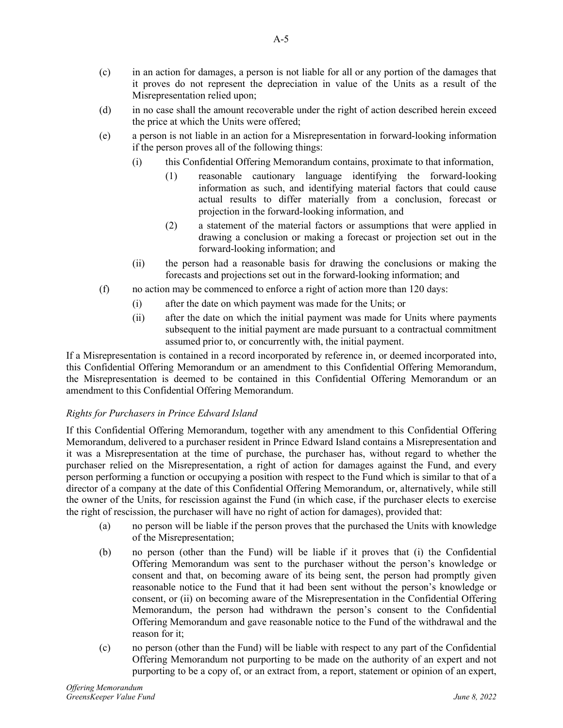(c) in an action for damages, a person is not liable for all or any portion of the damages that it proves do not represent the depreciation in value of the Units as a result of the Misrepresentation relied upon;

(d) in no case shall the amount recoverable under the right of action described herein exceed the price at which the Units were offered;

(e) a person is not liable in an action for a Misrepresentation in forward-looking information if the person proves all of the following things:

   (i) this Confidential Offering Memorandum contains, proximate to that information,

      (1) reasonable cautionary language identifying the forward-looking information as such, and identifying material factors that could cause actual results to differ materially from a conclusion, forecast or projection in the forward-looking information, and

      (2) a statement of the material factors or assumptions that were applied in drawing a conclusion or making a forecast or projection set out in the forward-looking information; and

   (ii) the person had a reasonable basis for drawing the conclusions or making the forecasts and projections set out in the forward-looking information; and

(f) no action may be commenced to enforce a right of action more than 120 days:

   (i) after the date on which payment was made for the Units; or

   (ii) after the date on which the initial payment was made for Units where payments subsequent to the initial payment are made pursuant to a contractual commitment assumed prior to, or concurrently with, the initial payment.

If a Misrepresentation is contained in a record incorporated by reference in, or deemed incorporated into, this Confidential Offering Memorandum or an amendment to this Confidential Offering Memorandum, the Misrepresentation is deemed to be contained in this Confidential Offering Memorandum or an amendment to this Confidential Offering Memorandum.

*Rights for Purchasers in Prince Edward Island*

If this Confidential Offering Memorandum, together with any amendment to this Confidential Offering Memorandum, delivered to a purchaser resident in Prince Edward Island contains a Misrepresentation and it was a Misrepresentation at the time of purchase, the purchaser has, without regard to whether the purchaser relied on the Misrepresentation, a right of action for damages against the Fund, and every person performing a function or occupying a position with respect to the Fund which is similar to that of a director of a company at the date of this Confidential Offering Memorandum, or, alternatively, while still the owner of the Units, for rescission against the Fund (in which case, if the purchaser elects to exercise the right of rescission, the purchaser will have no right of action for damages), provided that:

(a) no person will be liable if the person proves that the purchased the Units with knowledge of the Misrepresentation;

(b) no person (other than the Fund) will be liable if it proves that (i) the Confidential Offering Memorandum was sent to the purchaser without the person's knowledge or consent and that, on becoming aware of its being sent, the person had promptly given reasonable notice to the Fund that it had been sent without the person's knowledge or consent, or (ii) on becoming aware of the Misrepresentation in the Confidential Offering Memorandum, the person had withdrawn the person's consent to the Confidential Offering Memorandum and gave reasonable notice to the Fund of the withdrawal and the reason for it;

(c) no person (other than the Fund) will be liable with respect to any part of the Confidential Offering Memorandum not purporting to be made on the authority of an expert and not purporting to be a copy of, or an extract from, a report, statement or opinion of an expert,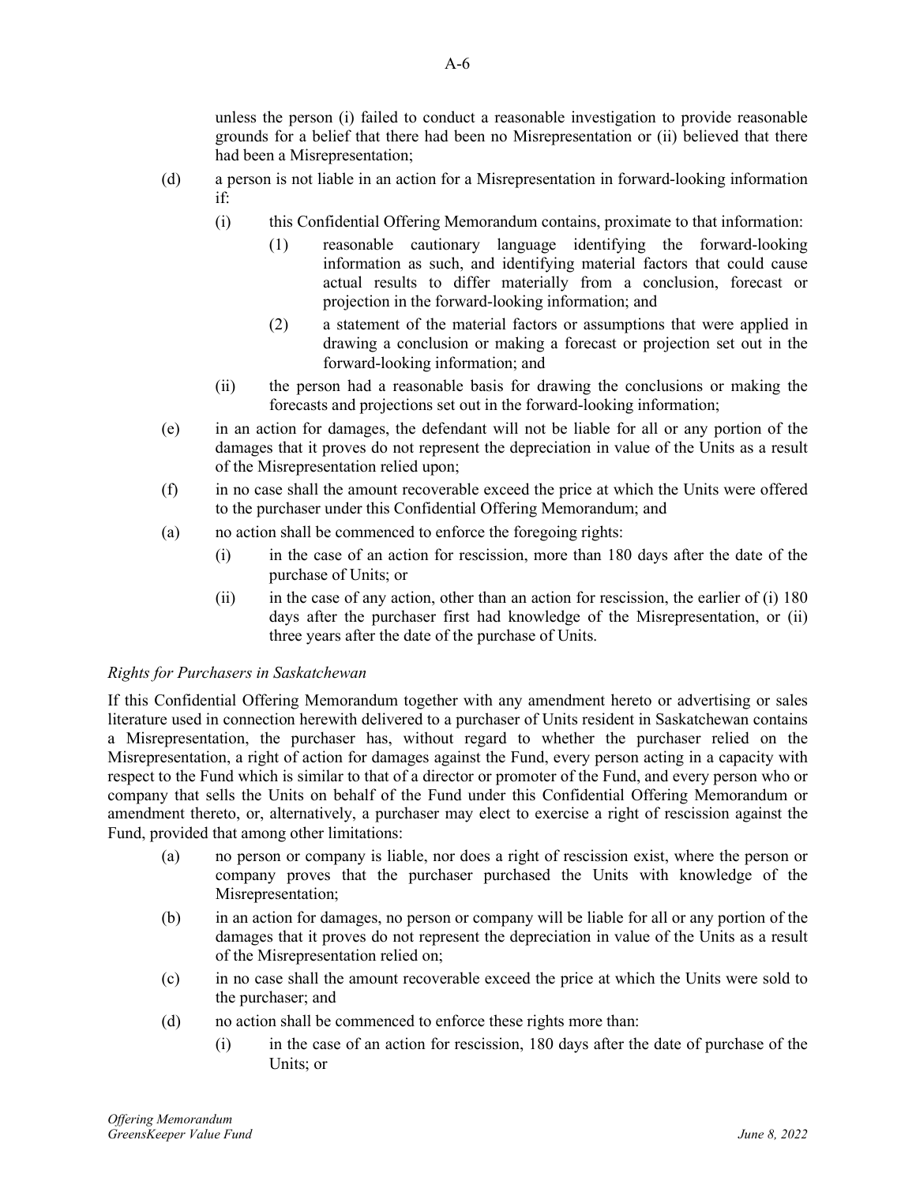unless the person (i) failed to conduct a reasonable investigation to provide reasonable grounds for a belief that there had been no Misrepresentation or (ii) believed that there had been a Misrepresentation;

(d) a person is not liable in an action for a Misrepresentation in forward-looking information if:

   (i) this Confidential Offering Memorandum contains, proximate to that information:

      (1) reasonable cautionary language identifying the forward-looking information as such, and identifying material factors that could cause actual results to differ materially from a conclusion, forecast or projection in the forward-looking information; and

      (2) a statement of the material factors or assumptions that were applied in drawing a conclusion or making a forecast or projection set out in the forward-looking information; and

   (ii) the person had a reasonable basis for drawing the conclusions or making the forecasts and projections set out in the forward-looking information;

(e) in an action for damages, the defendant will not be liable for all or any portion of the damages that it proves do not represent the depreciation in value of the Units as a result of the Misrepresentation relied upon;

(f) in no case shall the amount recoverable exceed the price at which the Units were offered to the purchaser under this Confidential Offering Memorandum; and

(a) no action shall be commenced to enforce the foregoing rights:

   (i) in the case of an action for rescission, more than 180 days after the date of the purchase of Units; or

   (ii) in the case of any action, other than an action for rescission, the earlier of (i) 180 days after the purchaser first had knowledge of the Misrepresentation, or (ii) three years after the date of the purchase of Units.

*Rights for Purchasers in Saskatchewan*

If this Confidential Offering Memorandum together with any amendment hereto or advertising or sales literature used in connection herewith delivered to a purchaser of Units resident in Saskatchewan contains a Misrepresentation, the purchaser has, without regard to whether the purchaser relied on the Misrepresentation, a right of action for damages against the Fund, every person acting in a capacity with respect to the Fund which is similar to that of a director or promoter of the Fund, and every person who or company that sells the Units on behalf of the Fund under this Confidential Offering Memorandum or amendment thereto, or, alternatively, a purchaser may elect to exercise a right of rescission against the Fund, provided that among other limitations:

(a) no person or company is liable, nor does a right of rescission exist, where the person or company proves that the purchaser purchased the Units with knowledge of the Misrepresentation;

(b) in an action for damages, no person or company will be liable for all or any portion of the damages that it proves do not represent the depreciation in value of the Units as a result of the Misrepresentation relied on;

(c) in no case shall the amount recoverable exceed the price at which the Units were sold to the purchaser; and

(d) no action shall be commenced to enforce these rights more than:

   (i) in the case of an action for rescission, 180 days after the date of purchase of the Units; or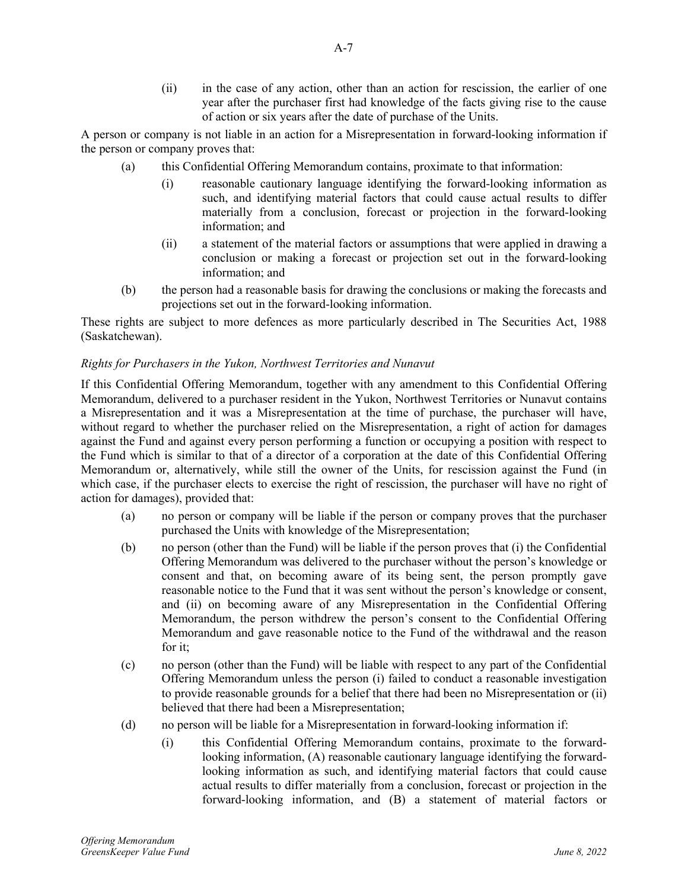(ii) in the case of any action, other than an action for rescission, the earlier of one year after the purchaser first had knowledge of the facts giving rise to the cause of action or six years after the date of purchase of the Units.

A person or company is not liable in an action for a Misrepresentation in forward-looking information if the person or company proves that:

(a) this Confidential Offering Memorandum contains, proximate to that information:

(i) reasonable cautionary language identifying the forward-looking information as such, and identifying material factors that could cause actual results to differ materially from a conclusion, forecast or projection in the forward-looking information; and

(ii) a statement of the material factors or assumptions that were applied in drawing a conclusion or making a forecast or projection set out in the forward-looking information; and

(b) the person had a reasonable basis for drawing the conclusions or making the forecasts and projections set out in the forward-looking information.

These rights are subject to more defences as more particularly described in The Securities Act, 1988 (Saskatchewan).

*Rights for Purchasers in the Yukon, Northwest Territories and Nunavut*

If this Confidential Offering Memorandum, together with any amendment to this Confidential Offering Memorandum, delivered to a purchaser resident in the Yukon, Northwest Territories or Nunavut contains a Misrepresentation and it was a Misrepresentation at the time of purchase, the purchaser will have, without regard to whether the purchaser relied on the Misrepresentation, a right of action for damages against the Fund and against every person performing a function or occupying a position with respect to the Fund which is similar to that of a director of a corporation at the date of this Confidential Offering Memorandum or, alternatively, while still the owner of the Units, for rescission against the Fund (in which case, if the purchaser elects to exercise the right of rescission, the purchaser will have no right of action for damages), provided that:

(a) no person or company will be liable if the person or company proves that the purchaser purchased the Units with knowledge of the Misrepresentation;

(b) no person (other than the Fund) will be liable if the person proves that (i) the Confidential Offering Memorandum was delivered to the purchaser without the person's knowledge or consent and that, on becoming aware of its being sent, the person promptly gave reasonable notice to the Fund that it was sent without the person's knowledge or consent, and (ii) on becoming aware of any Misrepresentation in the Confidential Offering Memorandum, the person withdrew the person's consent to the Confidential Offering Memorandum and gave reasonable notice to the Fund of the withdrawal and the reason for it;

(c) no person (other than the Fund) will be liable with respect to any part of the Confidential Offering Memorandum unless the person (i) failed to conduct a reasonable investigation to provide reasonable grounds for a belief that there had been no Misrepresentation or (ii) believed that there had been a Misrepresentation;

(d) no person will be liable for a Misrepresentation in forward-looking information if:

(i) this Confidential Offering Memorandum contains, proximate to the forward-looking information, (A) reasonable cautionary language identifying the forward-looking information as such, and identifying material factors that could cause actual results to differ materially from a conclusion, forecast or projection in the forward-looking information, and (B) a statement of material factors or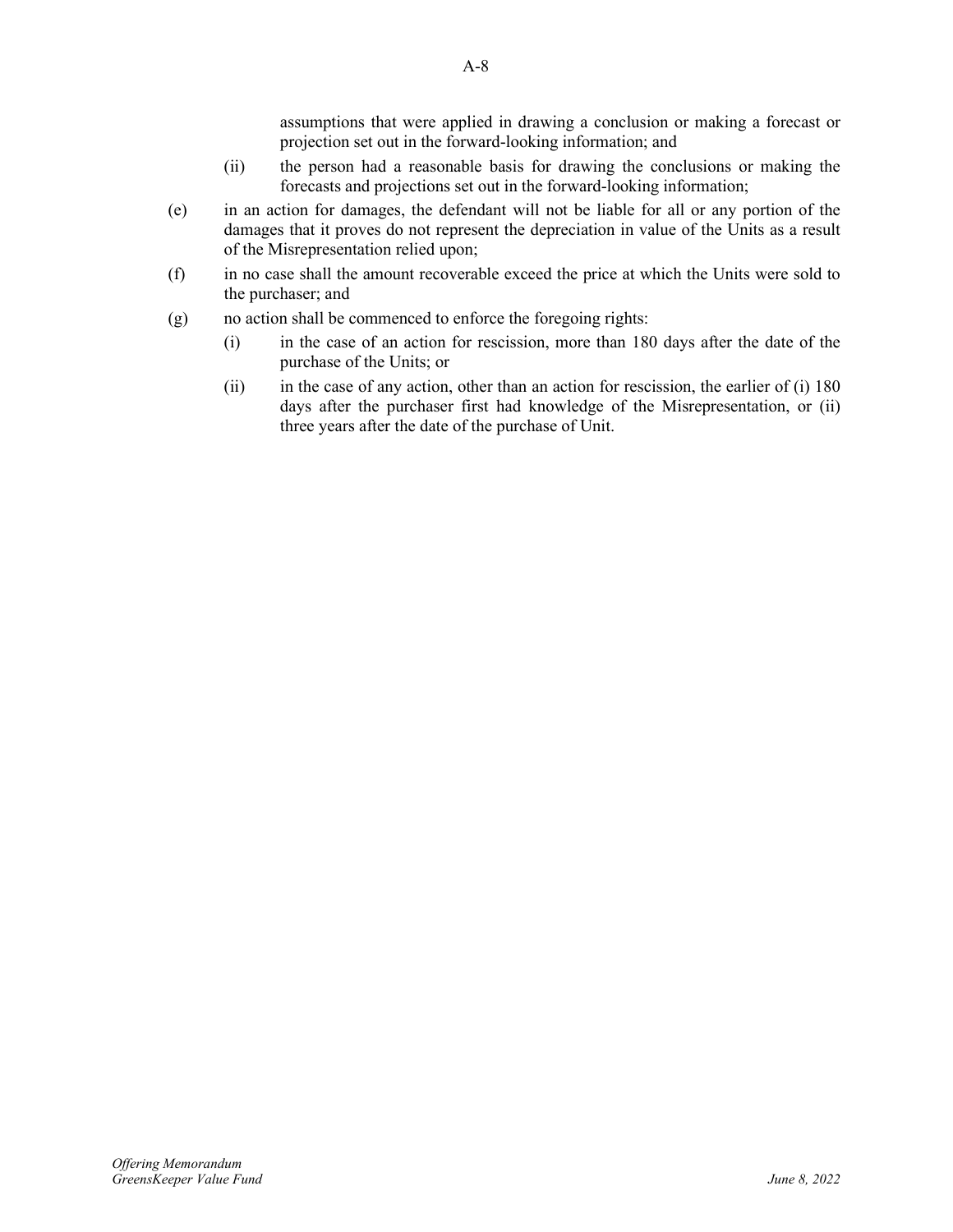assumptions that were applied in drawing a conclusion or making a forecast or projection set out in the forward-looking information; and

(ii) the person had a reasonable basis for drawing the conclusions or making the forecasts and projections set out in the forward-looking information;

(e) in an action for damages, the defendant will not be liable for all or any portion of the damages that it proves do not represent the depreciation in value of the Units as a result of the Misrepresentation relied upon;

(f) in no case shall the amount recoverable exceed the price at which the Units were sold to the purchaser; and

(g) no action shall be commenced to enforce the foregoing rights:

   (i) in the case of an action for rescission, more than 180 days after the date of the purchase of the Units; or

   (ii) in the case of any action, other than an action for rescission, the earlier of (i) 180 days after the purchaser first had knowledge of the Misrepresentation, or (ii) three years after the date of the purchase of Unit.